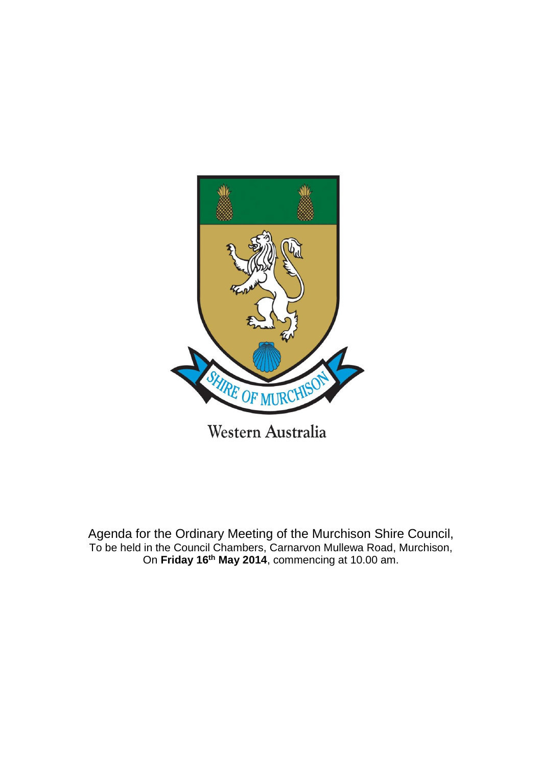SHIRE OF MURCHISON

Western Australia

Agenda for the Ordinary Meeting of the Murchison Shire Council,
To be held in the Council Chambers, Carnarvon Mullewa Road, Murchison,
On **Friday 16th May 2014**, commencing at 10.00 am.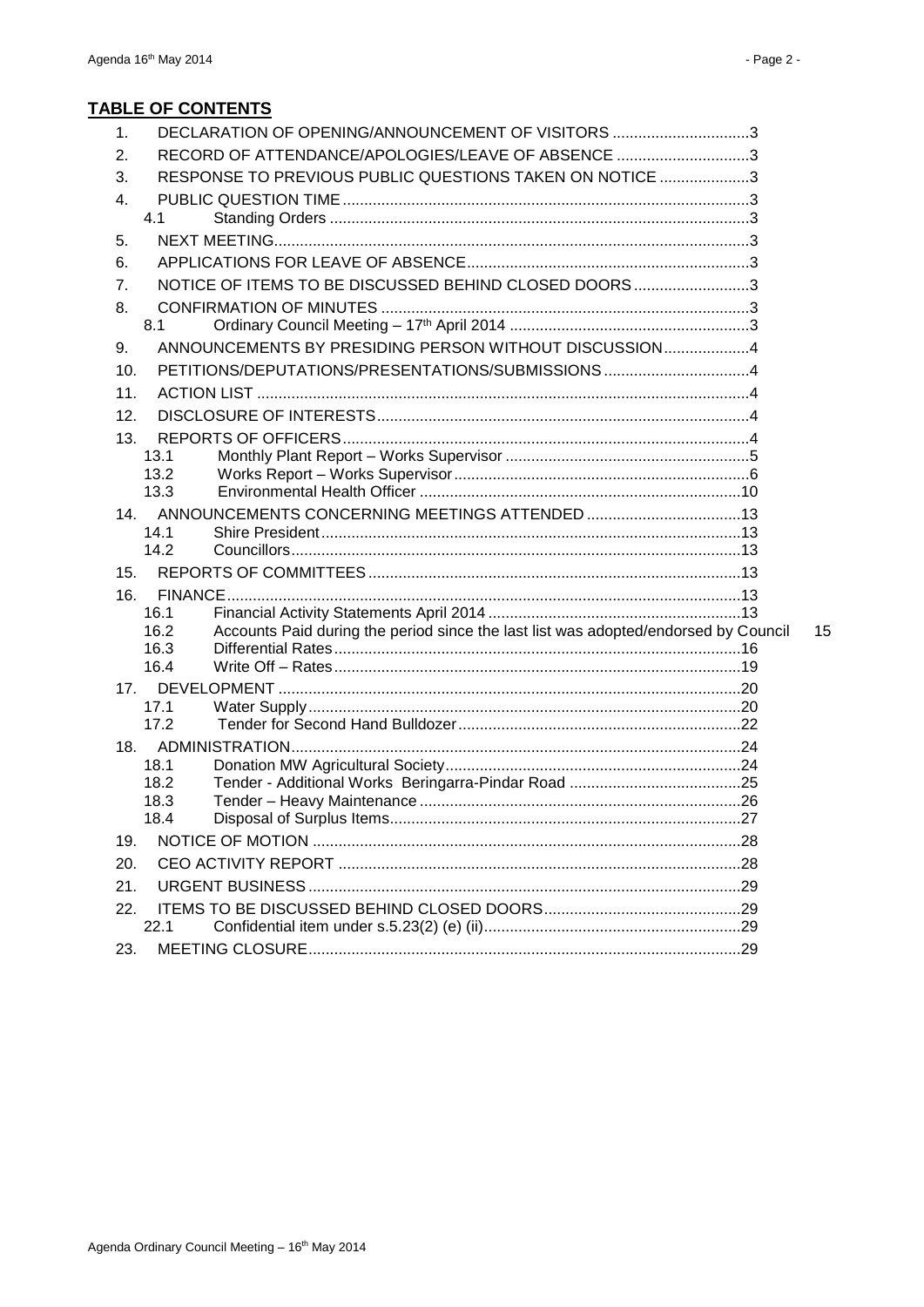**TABLE OF CONTENTS**

1. DECLARATION OF OPENING/ANNOUNCEMENT OF VISITORS ................................3
2. RECORD OF ATTENDANCE/APOLOGIES/LEAVE OF ABSENCE ...............................3
3. RESPONSE TO PREVIOUS PUBLIC QUESTIONS TAKEN ON NOTICE .....................3
4. PUBLIC QUESTION TIME ...............................................................................................3
   - 4.1 Standing Orders ..................................................................................................3
5. NEXT MEETING...............................................................................................................3
6. APPLICATIONS FOR LEAVE OF ABSENCE..................................................................3
7. NOTICE OF ITEMS TO BE DISCUSSED BEHIND CLOSED DOORS...........................3
8. CONFIRMATION OF MINUTES .....................................................................................3
   - 8.1 Ordinary Council Meeting – 17th April 2014 .......................................................3
9. ANNOUNCEMENTS BY PRESIDING PERSON WITHOUT DISCUSSION....................4
10. PETITIONS/DEPUTATIONS/PRESENTATIONS/SUBMISSIONS ..................................4
11. ACTION LIST ..................................................................................................................4
12. DISCLOSURE OF INTERESTS.......................................................................................4
13. REPORTS OF OFFICERS...............................................................................................4
    - 13.1 Monthly Plant Report – Works Supervisor .........................................................5
    - 13.2 Works Report – Works Supervisor.....................................................................6
    - 13.3 Environmental Health Officer ...........................................................................10
14. ANNOUNCEMENTS CONCERNING MEETINGS ATTENDED ....................................13
    - 14.1 Shire President..................................................................................................13
    - 14.2 Councillors.........................................................................................................13
15. REPORTS OF COMMITTEES .......................................................................................13
16. FINANCE........................................................................................................................13
    - 16.1 Financial Activity Statements April 2014 ...........................................................13
    - 16.2 Accounts Paid during the period since the last list was adopted/endorsed by Council 15
    - 16.3 Differential Rates...............................................................................................16
    - 16.4 Write Off – Rates...............................................................................................19
17. DEVELOPMENT ............................................................................................................20
    - 17.1 Water Supply.....................................................................................................20
    - 17.2 Tender for Second Hand Bulldozer ..................................................................22
18. ADMINISTRATION.........................................................................................................24
    - 18.1 Donation MW Agricultural Society.....................................................................24
    - 18.2 Tender - Additional Works Beringarra-Pindar Road ........................................25
    - 18.3 Tender – Heavy Maintenance ...........................................................................26
    - 18.4 Disposal of Surplus Items..................................................................................27
19. NOTICE OF MOTION ....................................................................................................28
20. CEO ACTIVITY REPORT ..............................................................................................28
21. URGENT BUSINESS .....................................................................................................29
22. ITEMS TO BE DISCUSSED BEHIND CLOSED DOORS..............................................29
    - 22.1 Confidential item under s.5.23(2) (e) (ii)............................................................29
23. MEETING CLOSURE.....................................................................................................29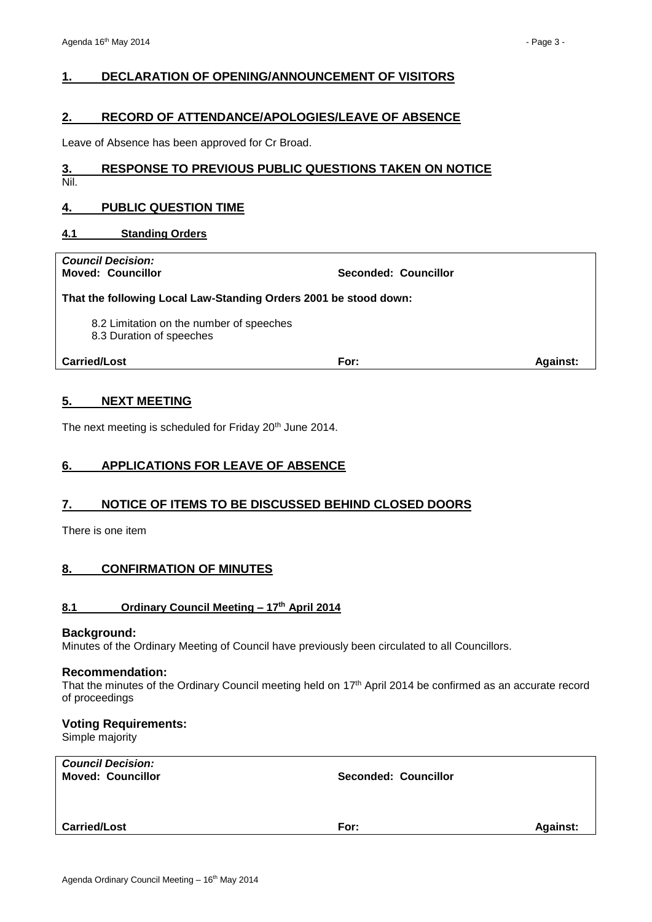## 1. DECLARATION OF OPENING/ANNOUNCEMENT OF VISITORS

## 2. RECORD OF ATTENDANCE/APOLOGIES/LEAVE OF ABSENCE

Leave of Absence has been approved for Cr Broad.

## 3. RESPONSE TO PREVIOUS PUBLIC QUESTIONS TAKEN ON NOTICE

Nil.

## 4. PUBLIC QUESTION TIME

### 4.1 Standing Orders

| *Council Decision:* | | |
|---|---|---|
| **Moved: Councillor** | **Seconded: Councillor** | |
| **That the following Local Law-Standing Orders 2001 be stood down:**<br><br>8.2 Limitation on the number of speeches<br>8.3 Duration of speeches | | |
| **Carried/Lost** | **For:** | **Against:** |

## 5. NEXT MEETING

The next meeting is scheduled for Friday 20th June 2014.

## 6. APPLICATIONS FOR LEAVE OF ABSENCE

## 7. NOTICE OF ITEMS TO BE DISCUSSED BEHIND CLOSED DOORS

There is one item

## 8. CONFIRMATION OF MINUTES

### 8.1 Ordinary Council Meeting – 17th April 2014

**Background:**
Minutes of the Ordinary Meeting of Council have previously been circulated to all Councillors.

**Recommendation:**
That the minutes of the Ordinary Council meeting held on 17th April 2014 be confirmed as an accurate record of proceedings

**Voting Requirements:**
Simple majority

| *Council Decision:* | | |
|---|---|---|
| **Moved: Councillor** | **Seconded: Councillor** | |
| **Carried/Lost** | **For:** | **Against:** |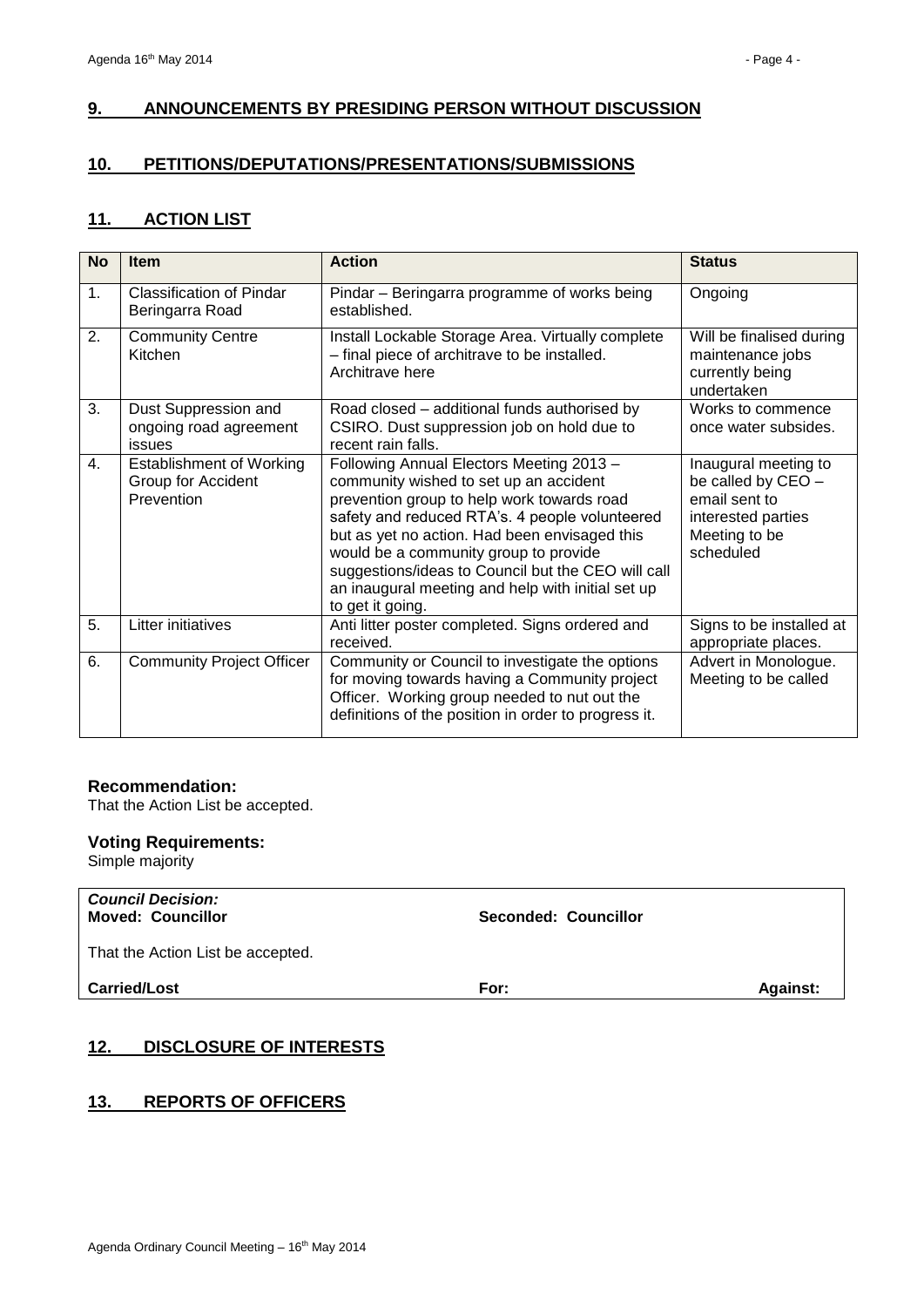## 9. ANNOUNCEMENTS BY PRESIDING PERSON WITHOUT DISCUSSION

## 10. PETITIONS/DEPUTATIONS/PRESENTATIONS/SUBMISSIONS

## 11. ACTION LIST

| No | Item | Action | Status |
|---|---|---|---|
| 1. | Classification of Pindar Beringarra Road | Pindar – Beringarra programme of works being established. | Ongoing |
| 2. | Community Centre Kitchen | Install Lockable Storage Area. Virtually complete – final piece of architrave to be installed. Architrave here | Will be finalised during maintenance jobs currently being undertaken |
| 3. | Dust Suppression and ongoing road agreement issues | Road closed – additional funds authorised by CSIRO. Dust suppression job on hold due to recent rain falls. | Works to commence once water subsides. |
| 4. | Establishment of Working Group for Accident Prevention | Following Annual Electors Meeting 2013 – community wished to set up an accident prevention group to help work towards road safety and reduced RTA's. 4 people volunteered but as yet no action. Had been envisaged this would be a community group to provide suggestions/ideas to Council but the CEO will call an inaugural meeting and help with initial set up to get it going. | Inaugural meeting to be called by CEO – email sent to interested parties Meeting to be scheduled |
| 5. | Litter initiatives | Anti litter poster completed. Signs ordered and received. | Signs to be installed at appropriate places. |
| 6. | Community Project Officer | Community or Council to investigate the options for moving towards having a Community project Officer. Working group needed to nut out the definitions of the position in order to progress it. | Advert in Monologue. Meeting to be called |

### Recommendation:

That the Action List be accepted.

### Voting Requirements:

Simple majority

***Council Decision:***
**Moved: Councillor** **Seconded: Councillor**

That the Action List be accepted.

**Carried/Lost** **For:** **Against:**

## 12. DISCLOSURE OF INTERESTS

## 13. REPORTS OF OFFICERS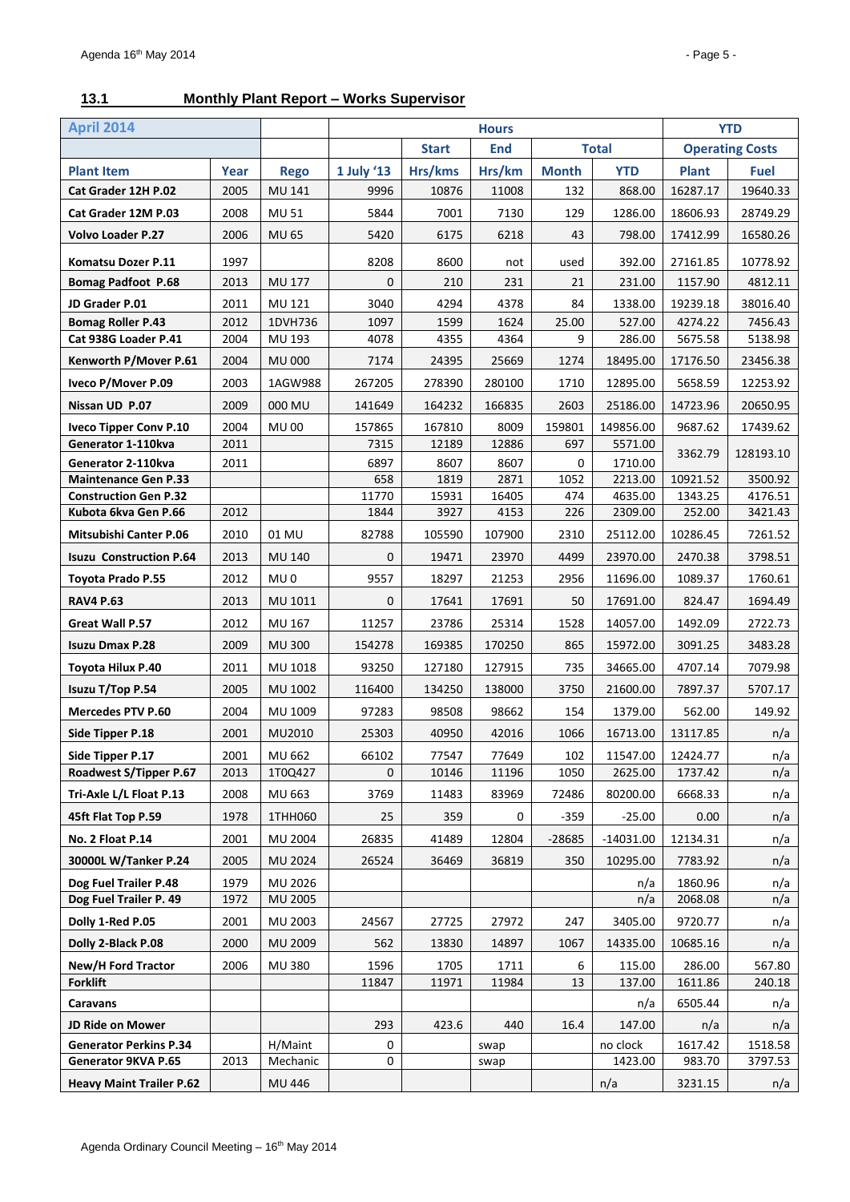## 13.1 Monthly Plant Report – Works Supervisor

| April 2014 | | | Hours | | | | | YTD | |
|---|---|---|---|---|---|---|---|---|---|
| | | | | Start | End | Total | | Operating Costs | |
| Plant Item | Year | Rego | 1 July '13 | Hrs/kms | Hrs/km | Month | YTD | Plant | Fuel |
| Cat Grader 12H P.02 | 2005 | MU 141 | 9996 | 10876 | 11008 | 132 | 868.00 | 16287.17 | 19640.33 |
| Cat Grader 12M P.03 | 2008 | MU 51 | 5844 | 7001 | 7130 | 129 | 1286.00 | 18606.93 | 28749.29 |
| Volvo Loader P.27 | 2006 | MU 65 | 5420 | 6175 | 6218 | 43 | 798.00 | 17412.99 | 16580.26 |
| Komatsu Dozer P.11 | 1997 | | 8208 | 8600 | not | used | 392.00 | 27161.85 | 10778.92 |
| Bomag Padfoot P.68 | 2013 | MU 177 | 0 | 210 | 231 | 21 | 231.00 | 1157.90 | 4812.11 |
| JD Grader P.01 | 2011 | MU 121 | 3040 | 4294 | 4378 | 84 | 1338.00 | 19239.18 | 38016.40 |
| Bomag Roller P.43 | 2012 | 1DVH736 | 1097 | 1599 | 1624 | 25.00 | 527.00 | 4274.22 | 7456.43 |
| Cat 938G Loader P.41 | 2004 | MU 193 | 4078 | 4355 | 4364 | 9 | 286.00 | 5675.58 | 5138.98 |
| Kenworth P/Mover P.61 | 2004 | MU 000 | 7174 | 24395 | 25669 | 1274 | 18495.00 | 17176.50 | 23456.38 |
| Iveco P/Mover P.09 | 2003 | 1AGW988 | 267205 | 278390 | 280100 | 1710 | 12895.00 | 5658.59 | 12253.92 |
| Nissan UD P.07 | 2009 | 000 MU | 141649 | 164232 | 166835 | 2603 | 25186.00 | 14723.96 | 20650.95 |
| Iveco Tipper Conv P.10 | 2004 | MU 00 | 157865 | 167810 | 8009 | 159801 | 149856.00 | 9687.62 | 17439.62 |
| Generator 1-110kva | 2011 | | 7315 | 12189 | 12886 | 697 | 5571.00 | 3362.79 | 128193.10 |
| Generator 2-110kva | 2011 | | 6897 | 8607 | 8607 | 0 | 1710.00 | | |
| Maintenance Gen P.33 | | | 658 | 1819 | 2871 | 1052 | 2213.00 | 10921.52 | 3500.92 |
| Construction Gen P.32 | | | 11770 | 15931 | 16405 | 474 | 4635.00 | 1343.25 | 4176.51 |
| Kubota 6kva Gen P.66 | 2012 | | 1844 | 3927 | 4153 | 226 | 2309.00 | 252.00 | 3421.43 |
| Mitsubishi Canter P.06 | 2010 | 01 MU | 82788 | 105590 | 107900 | 2310 | 25112.00 | 10286.45 | 7261.52 |
| Isuzu Construction P.64 | 2013 | MU 140 | 0 | 19471 | 23970 | 4499 | 23970.00 | 2470.38 | 3798.51 |
| Toyota Prado P.55 | 2012 | MU 0 | 9557 | 18297 | 21253 | 2956 | 11696.00 | 1089.37 | 1760.61 |
| RAV4 P.63 | 2013 | MU 1011 | 0 | 17641 | 17691 | 50 | 17691.00 | 824.47 | 1694.49 |
| Great Wall P.57 | 2012 | MU 167 | 11257 | 23786 | 25314 | 1528 | 14057.00 | 1492.09 | 2722.73 |
| Isuzu Dmax P.28 | 2009 | MU 300 | 154278 | 169385 | 170250 | 865 | 15972.00 | 3091.25 | 3483.28 |
| Toyota Hilux P.40 | 2011 | MU 1018 | 93250 | 127180 | 127915 | 735 | 34665.00 | 4707.14 | 7079.98 |
| Isuzu T/Top P.54 | 2005 | MU 1002 | 116400 | 134250 | 138000 | 3750 | 21600.00 | 7897.37 | 5707.17 |
| Mercedes PTV P.60 | 2004 | MU 1009 | 97283 | 98508 | 98662 | 154 | 1379.00 | 562.00 | 149.92 |
| Side Tipper P.18 | 2001 | MU2010 | 25303 | 40950 | 42016 | 1066 | 16713.00 | 13117.85 | n/a |
| Side Tipper P.17 | 2001 | MU 662 | 66102 | 77547 | 77649 | 102 | 11547.00 | 12424.77 | n/a |
| Roadwest S/Tipper P.67 | 2013 | 1T0Q427 | 0 | 10146 | 11196 | 1050 | 2625.00 | 1737.42 | n/a |
| Tri-Axle L/L Float P.13 | 2008 | MU 663 | 3769 | 11483 | 83969 | 72486 | 80200.00 | 6668.33 | n/a |
| 45ft Flat Top P.59 | 1978 | 1THH060 | 25 | 359 | 0 | -359 | -25.00 | 0.00 | n/a |
| No. 2 Float P.14 | 2001 | MU 2004 | 26835 | 41489 | 12804 | -28685 | -14031.00 | 12134.31 | n/a |
| 30000L W/Tanker P.24 | 2005 | MU 2024 | 26524 | 36469 | 36819 | 350 | 10295.00 | 7783.92 | n/a |
| Dog Fuel Trailer P.48 | 1979 | MU 2026 | | | | | n/a | 1860.96 | n/a |
| Dog Fuel Trailer P. 49 | 1972 | MU 2005 | | | | | n/a | 2068.08 | n/a |
| Dolly 1-Red P.05 | 2001 | MU 2003 | 24567 | 27725 | 27972 | 247 | 3405.00 | 9720.77 | n/a |
| Dolly 2-Black P.08 | 2000 | MU 2009 | 562 | 13830 | 14897 | 1067 | 14335.00 | 10685.16 | n/a |
| New/H Ford Tractor | 2006 | MU 380 | 1596 | 1705 | 1711 | 6 | 115.00 | 286.00 | 567.80 |
| Forklift | | | 11847 | 11971 | 11984 | 13 | 137.00 | 1611.86 | 240.18 |
| Caravans | | | | | | | n/a | 6505.44 | n/a |
| JD Ride on Mower | | | 293 | 423.6 | 440 | 16.4 | 147.00 | n/a | n/a |
| Generator Perkins P.34 | | H/Maint | 0 | | swap | | no clock | 1617.42 | 1518.58 |
| Generator 9KVA P.65 | 2013 | Mechanic | 0 | | swap | | 1423.00 | 983.70 | 3797.53 |
| Heavy Maint Trailer P.62 | | MU 446 | | | | | n/a | 3231.15 | n/a |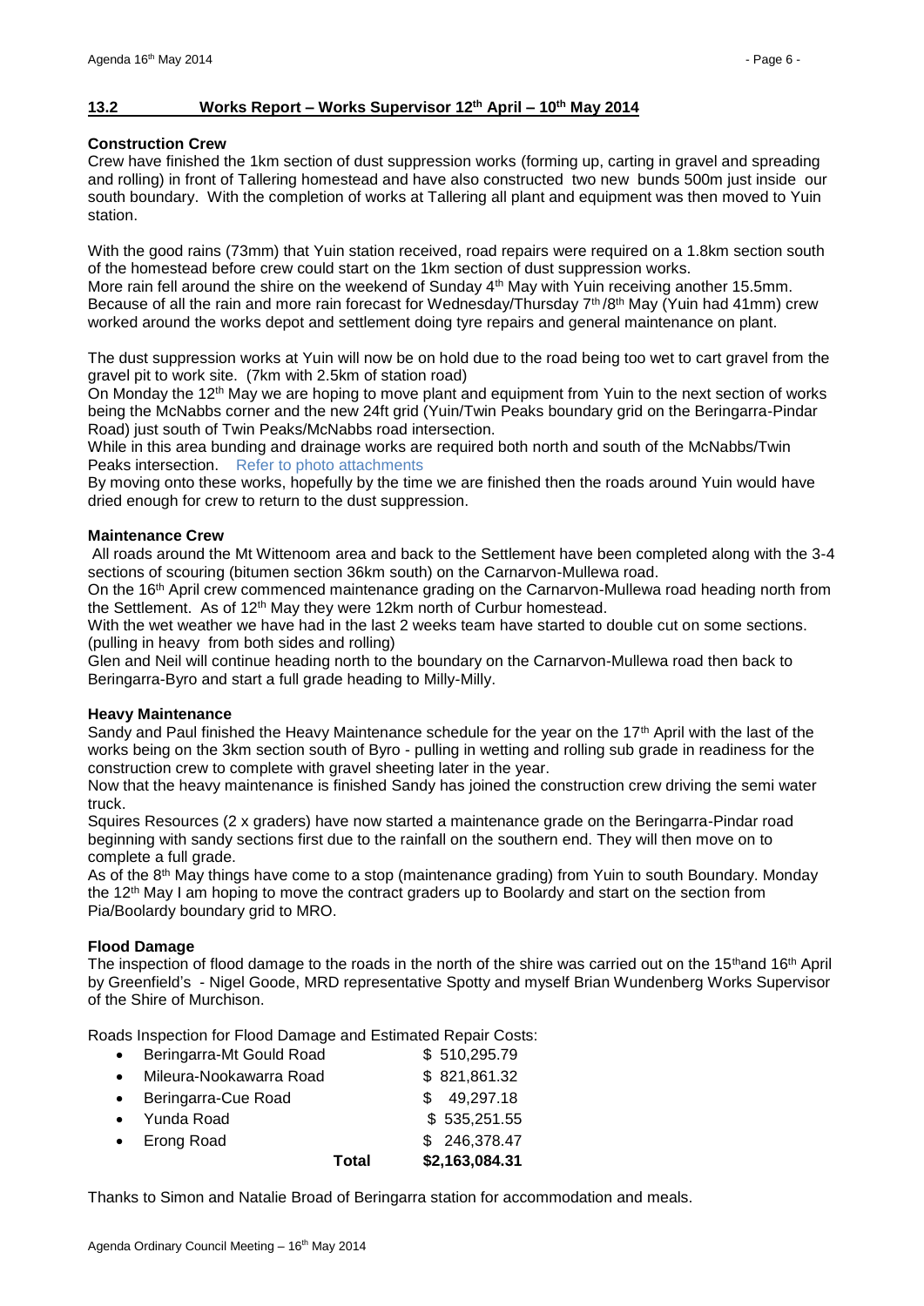## 13.2 Works Report – Works Supervisor 12th April – 10th May 2014

**Construction Crew**

Crew have finished the 1km section of dust suppression works (forming up, carting in gravel and spreading and rolling) in front of Tallering homestead and have also constructed two new bunds 500m just inside our south boundary. With the completion of works at Tallering all plant and equipment was then moved to Yuin station.

With the good rains (73mm) that Yuin station received, road repairs were required on a 1.8km section south of the homestead before crew could start on the 1km section of dust suppression works.
More rain fell around the shire on the weekend of Sunday 4th May with Yuin receiving another 15.5mm. Because of all the rain and more rain forecast for Wednesday/Thursday 7th/8th May (Yuin had 41mm) crew worked around the works depot and settlement doing tyre repairs and general maintenance on plant.

The dust suppression works at Yuin will now be on hold due to the road being too wet to cart gravel from the gravel pit to work site. (7km with 2.5km of station road)
On Monday the 12th May we are hoping to move plant and equipment from Yuin to the next section of works being the McNabbs corner and the new 24ft grid (Yuin/Twin Peaks boundary grid on the Beringarra-Pindar Road) just south of Twin Peaks/McNabbs road intersection.
While in this area bunding and drainage works are required both north and south of the McNabbs/Twin Peaks intersection. Refer to photo attachments
By moving onto these works, hopefully by the time we are finished then the roads around Yuin would have dried enough for crew to return to the dust suppression.

**Maintenance Crew**

All roads around the Mt Wittenoom area and back to the Settlement have been completed along with the 3-4 sections of scouring (bitumen section 36km south) on the Carnarvon-Mullewa road.
On the 16th April crew commenced maintenance grading on the Carnarvon-Mullewa road heading north from the Settlement. As of 12th May they were 12km north of Curbur homestead.
With the wet weather we have had in the last 2 weeks team have started to double cut on some sections. (pulling in heavy from both sides and rolling)
Glen and Neil will continue heading north to the boundary on the Carnarvon-Mullewa road then back to Beringarra-Byro and start a full grade heading to Milly-Milly.

**Heavy Maintenance**

Sandy and Paul finished the Heavy Maintenance schedule for the year on the 17th April with the last of the works being on the 3km section south of Byro - pulling in wetting and rolling sub grade in readiness for the construction crew to complete with gravel sheeting later in the year.
Now that the heavy maintenance is finished Sandy has joined the construction crew driving the semi water truck.
Squires Resources (2 x graders) have now started a maintenance grade on the Beringarra-Pindar road beginning with sandy sections first due to the rainfall on the southern end. They will then move on to complete a full grade.
As of the 8th May things have come to a stop (maintenance grading) from Yuin to south Boundary. Monday the 12th May I am hoping to move the contract graders up to Boolardy and start on the section from Pia/Boolardy boundary grid to MRO.

**Flood Damage**

The inspection of flood damage to the roads in the north of the shire was carried out on the 15th and 16th April by Greenfield's - Nigel Goode, MRD representative Spotty and myself Brian Wundenberg Works Supervisor of the Shire of Murchison.

Roads Inspection for Flood Damage and Estimated Repair Costs:

| | |
|---|---|
| • Beringarra-Mt Gould Road | $ 510,295.79 |
| • Mileura-Nookawarra Road | $ 821,861.32 |
| • Beringarra-Cue Road | $ 49,297.18 |
| • Yunda Road | $ 535,251.55 |
| • Erong Road | $ 246,378.47 |
| **Total** | **$2,163,084.31** |

Thanks to Simon and Natalie Broad of Beringarra station for accommodation and meals.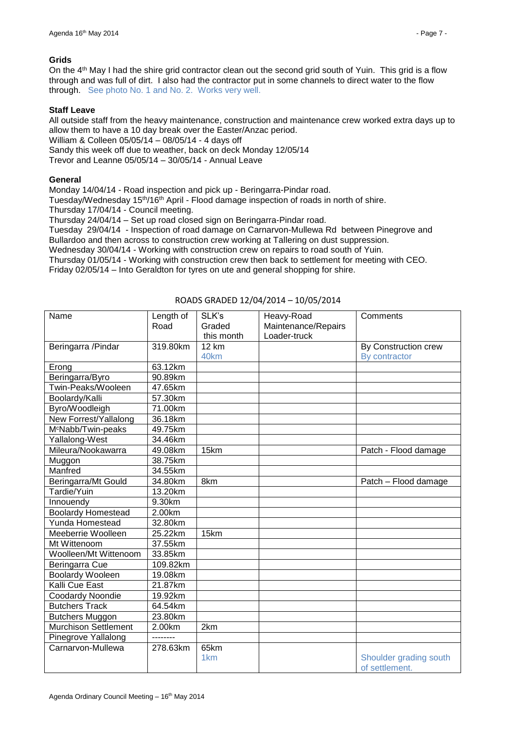**Grids**

On the 4th May I had the shire grid contractor clean out the second grid south of Yuin. This grid is a flow through and was full of dirt. I also had the contractor put in some channels to direct water to the flow through. See photo No. 1 and No. 2. Works very well.

**Staff Leave**

All outside staff from the heavy maintenance, construction and maintenance crew worked extra days up to allow them to have a 10 day break over the Easter/Anzac period.
William & Colleen 05/05/14 – 08/05/14 - 4 days off
Sandy this week off due to weather, back on deck Monday 12/05/14
Trevor and Leanne 05/05/14 – 30/05/14 - Annual Leave

**General**

Monday 14/04/14 - Road inspection and pick up - Beringarra-Pindar road.
Tuesday/Wednesday 15th/16th April - Flood damage inspection of roads in north of shire.
Thursday 17/04/14 - Council meeting.
Thursday 24/04/14 – Set up road closed sign on Beringarra-Pindar road.
Tuesday 29/04/14 - Inspection of road damage on Carnarvon-Mullewa Rd between Pinegrove and Bullardoo and then across to construction crew working at Tallering on dust suppression.
Wednesday 30/04/14 - Working with construction crew on repairs to road south of Yuin.
Thursday 01/05/14 - Working with construction crew then back to settlement for meeting with CEO.
Friday 02/05/14 – Into Geraldton for tyres on ute and general shopping for shire.

ROADS GRADED 12/04/2014 – 10/05/2014

| Name | Length of Road | SLK's Graded this month | Heavy-Road Maintenance/Repairs Loader-truck | Comments |
|---|---|---|---|---|
| Beringarra /Pindar | 319.80km | 12 km<br>40km | | By Construction crew<br>By contractor |
| Erong | 63.12km | | | |
| Beringarra/Byro | 90.89km | | | |
| Twin-Peaks/Wooleen | 47.65km | | | |
| Boolardy/Kalli | 57.30km | | | |
| Byro/Woodleigh | 71.00km | | | |
| New Forrest/Yallalong | 36.18km | | | |
| McNabb/Twin-peaks | 49.75km | | | |
| Yallalong-West | 34.46km | | | |
| Mileura/Nookawarra | 49.08km | 15km | | Patch - Flood damage |
| Muggon | 38.75km | | | |
| Manfred | 34.55km | | | |
| Beringarra/Mt Gould | 34.80km | 8km | | Patch – Flood damage |
| Tardie/Yuin | 13.20km | | | |
| Innouendy | 9.30km | | | |
| Boolardy Homestead | 2.00km | | | |
| Yunda Homestead | 32.80km | | | |
| Meeberrie Woolleen | 25.22km | 15km | | |
| Mt Wittenoom | 37.55km | | | |
| Woolleen/Mt Wittenoom | 33.85km | | | |
| Beringarra Cue | 109.82km | | | |
| Boolardy Wooleen | 19.08km | | | |
| Kalli Cue East | 21.87km | | | |
| Coodardy Noondie | 19.92km | | | |
| Butchers Track | 64.54km | | | |
| Butchers Muggon | 23.80km | | | |
| Murchison Settlement | 2.00km | 2km | | |
| Pinegrove Yallalong | -------- | | | |
| Carnarvon-Mullewa | 278.63km | 65km<br>1km | | Shoulder grading south of settlement. |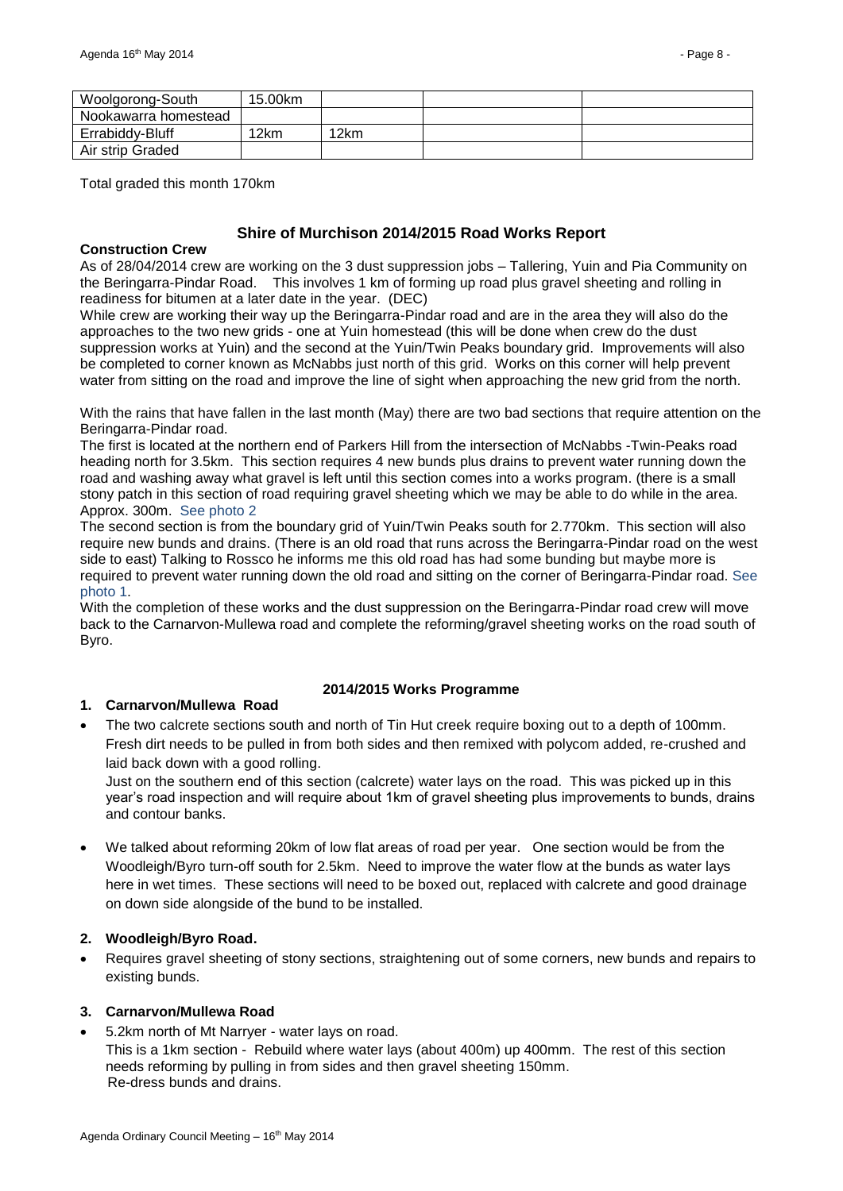| Woolgorong-South | 15.00km | | | |
|---|---|---|---|---|
| Nookawarra homestead | | | | |
| Errabiddy-Bluff | 12km | 12km | | |
| Air strip Graded | | | | |

Total graded this month 170km

## Shire of Murchison 2014/2015 Road Works Report

**Construction Crew**

As of 28/04/2014 crew are working on the 3 dust suppression jobs – Tallering, Yuin and Pia Community on the Beringarra-Pindar Road. This involves 1 km of forming up road plus gravel sheeting and rolling in readiness for bitumen at a later date in the year. (DEC)

While crew are working their way up the Beringarra-Pindar road and are in the area they will also do the approaches to the two new grids - one at Yuin homestead (this will be done when crew do the dust suppression works at Yuin) and the second at the Yuin/Twin Peaks boundary grid. Improvements will also be completed to corner known as McNabbs just north of this grid. Works on this corner will help prevent water from sitting on the road and improve the line of sight when approaching the new grid from the north.

With the rains that have fallen in the last month (May) there are two bad sections that require attention on the Beringarra-Pindar road.

The first is located at the northern end of Parkers Hill from the intersection of McNabbs -Twin-Peaks road heading north for 3.5km. This section requires 4 new bunds plus drains to prevent water running down the road and washing away what gravel is left until this section comes into a works program. (there is a small stony patch in this section of road requiring gravel sheeting which we may be able to do while in the area. Approx. 300m. See photo 2

The second section is from the boundary grid of Yuin/Twin Peaks south for 2.770km. This section will also require new bunds and drains. (There is an old road that runs across the Beringarra-Pindar road on the west side to east) Talking to Rossco he informs me this old road has had some bunding but maybe more is required to prevent water running down the old road and sitting on the corner of Beringarra-Pindar road. See photo 1.

With the completion of these works and the dust suppression on the Beringarra-Pindar road crew will move back to the Carnarvon-Mullewa road and complete the reforming/gravel sheeting works on the road south of Byro.

**2014/2015 Works Programme**

**1. Carnarvon/Mullewa Road**

- The two calcrete sections south and north of Tin Hut creek require boxing out to a depth of 100mm. Fresh dirt needs to be pulled in from both sides and then remixed with polycom added, re-crushed and laid back down with a good rolling.

  Just on the southern end of this section (calcrete) water lays on the road. This was picked up in this year's road inspection and will require about 1km of gravel sheeting plus improvements to bunds, drains and contour banks.

- We talked about reforming 20km of low flat areas of road per year. One section would be from the Woodleigh/Byro turn-off south for 2.5km. Need to improve the water flow at the bunds as water lays here in wet times. These sections will need to be boxed out, replaced with calcrete and good drainage on down side alongside of the bund to be installed.

**2. Woodleigh/Byro Road.**

- Requires gravel sheeting of stony sections, straightening out of some corners, new bunds and repairs to existing bunds.

**3. Carnarvon/Mullewa Road**

- 5.2km north of Mt Narryer - water lays on road.

  This is a 1km section - Rebuild where water lays (about 400m) up 400mm. The rest of this section needs reforming by pulling in from sides and then gravel sheeting 150mm.

  Re-dress bunds and drains.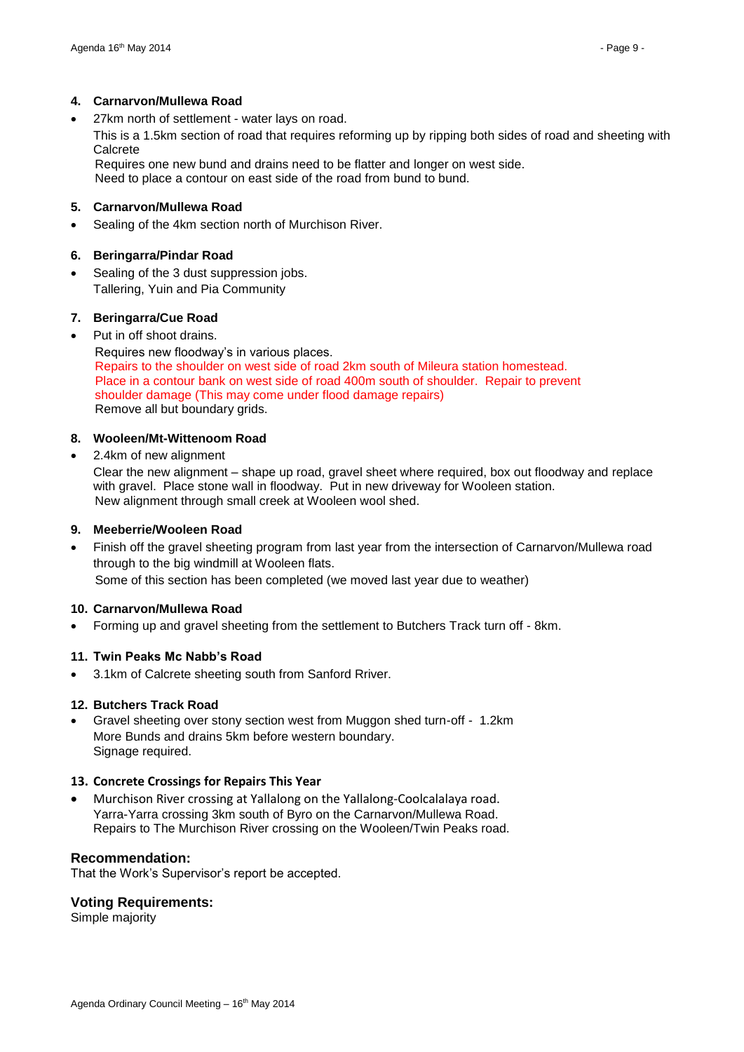### 4. Carnarvon/Mullewa Road

- 27km north of settlement - water lays on road.
  This is a 1.5km section of road that requires reforming up by ripping both sides of road and sheeting with Calcrete
  Requires one new bund and drains need to be flatter and longer on west side.
  Need to place a contour on east side of the road from bund to bund.

### 5. Carnarvon/Mullewa Road

- Sealing of the 4km section north of Murchison River.

### 6. Beringarra/Pindar Road

- Sealing of the 3 dust suppression jobs.
  Tallering, Yuin and Pia Community

### 7. Beringarra/Cue Road

- Put in off shoot drains.
  Requires new floodway's in various places.
  Repairs to the shoulder on west side of road 2km south of Mileura station homestead.
  Place in a contour bank on west side of road 400m south of shoulder. Repair to prevent shoulder damage (This may come under flood damage repairs)
  Remove all but boundary grids.

### 8. Wooleen/Mt-Wittenoom Road

- 2.4km of new alignment
  Clear the new alignment – shape up road, gravel sheet where required, box out floodway and replace with gravel. Place stone wall in floodway. Put in new driveway for Wooleen station.
  New alignment through small creek at Wooleen wool shed.

### 9. Meeberrie/Wooleen Road

- Finish off the gravel sheeting program from last year from the intersection of Carnarvon/Mullewa road through to the big windmill at Wooleen flats.
  Some of this section has been completed (we moved last year due to weather)

### 10. Carnarvon/Mullewa Road

- Forming up and gravel sheeting from the settlement to Butchers Track turn off - 8km.

### 11. Twin Peaks Mc Nabb's Road

- 3.1km of Calcrete sheeting south from Sanford Rriver.

### 12. Butchers Track Road

- Gravel sheeting over stony section west from Muggon shed turn-off - 1.2km
  More Bunds and drains 5km before western boundary.
  Signage required.

### 13. Concrete Crossings for Repairs This Year

- Murchison River crossing at Yallalong on the Yallalong-Coolcalalaya road.
  Yarra-Yarra crossing 3km south of Byro on the Carnarvon/Mullewa Road.
  Repairs to The Murchison River crossing on the Wooleen/Twin Peaks road.

## Recommendation:

That the Work's Supervisor's report be accepted.

## Voting Requirements:

Simple majority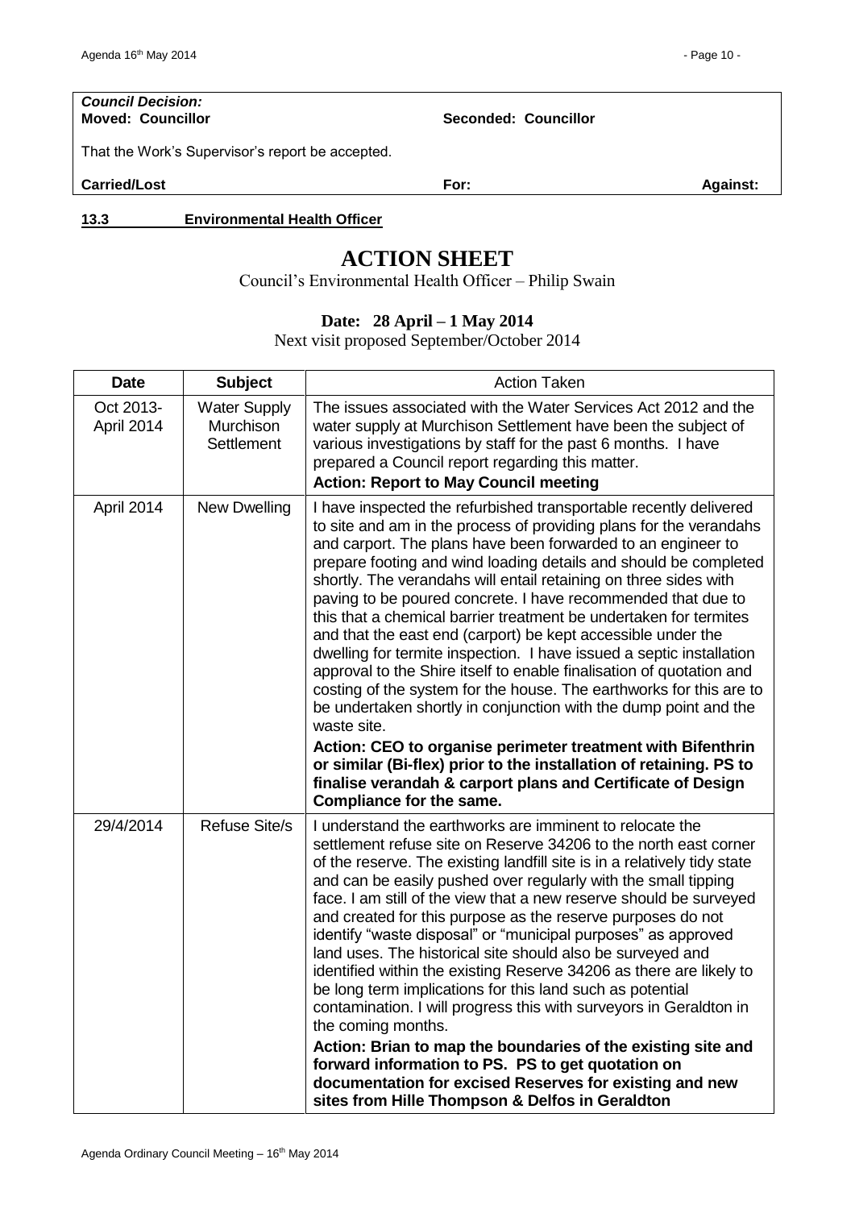| *Council Decision:* | | |
|---|---|---|
| **Moved: Councillor** | **Seconded: Councillor** | |
| That the Work's Supervisor's report be accepted. | | |
| **Carried/Lost** | **For:** | **Against:** |

**13.3 Environmental Health Officer**

# ACTION SHEET

Council's Environmental Health Officer – Philip Swain

**Date: 28 April – 1 May 2014**

Next visit proposed September/October 2014

| Date | Subject | Action Taken |
|---|---|---|
| Oct 2013-April 2014 | Water Supply Murchison Settlement | The issues associated with the Water Services Act 2012 and the water supply at Murchison Settlement have been the subject of various investigations by staff for the past 6 months. I have prepared a Council report regarding this matter.<br>**Action: Report to May Council meeting** |
| April 2014 | New Dwelling | I have inspected the refurbished transportable recently delivered to site and am in the process of providing plans for the verandahs and carport. The plans have been forwarded to an engineer to prepare footing and wind loading details and should be completed shortly. The verandahs will entail retaining on three sides with paving to be poured concrete. I have recommended that due to this that a chemical barrier treatment be undertaken for termites and that the east end (carport) be kept accessible under the dwelling for termite inspection. I have issued a septic installation approval to the Shire itself to enable finalisation of quotation and costing of the system for the house. The earthworks for this are to be undertaken shortly in conjunction with the dump point and the waste site.<br>**Action: CEO to organise perimeter treatment with Bifenthrin or similar (Bi-flex) prior to the installation of retaining. PS to finalise verandah & carport plans and Certificate of Design Compliance for the same.** |
| 29/4/2014 | Refuse Site/s | I understand the earthworks are imminent to relocate the settlement refuse site on Reserve 34206 to the north east corner of the reserve. The existing landfill site is in a relatively tidy state and can be easily pushed over regularly with the small tipping face. I am still of the view that a new reserve should be surveyed and created for this purpose as the reserve purposes do not identify "waste disposal" or "municipal purposes" as approved land uses. The historical site should also be surveyed and identified within the existing Reserve 34206 as there are likely to be long term implications for this land such as potential contamination. I will progress this with surveyors in Geraldton in the coming months.<br>**Action: Brian to map the boundaries of the existing site and forward information to PS. PS to get quotation on documentation for excised Reserves for existing and new sites from Hille Thompson & Delfos in Geraldton** |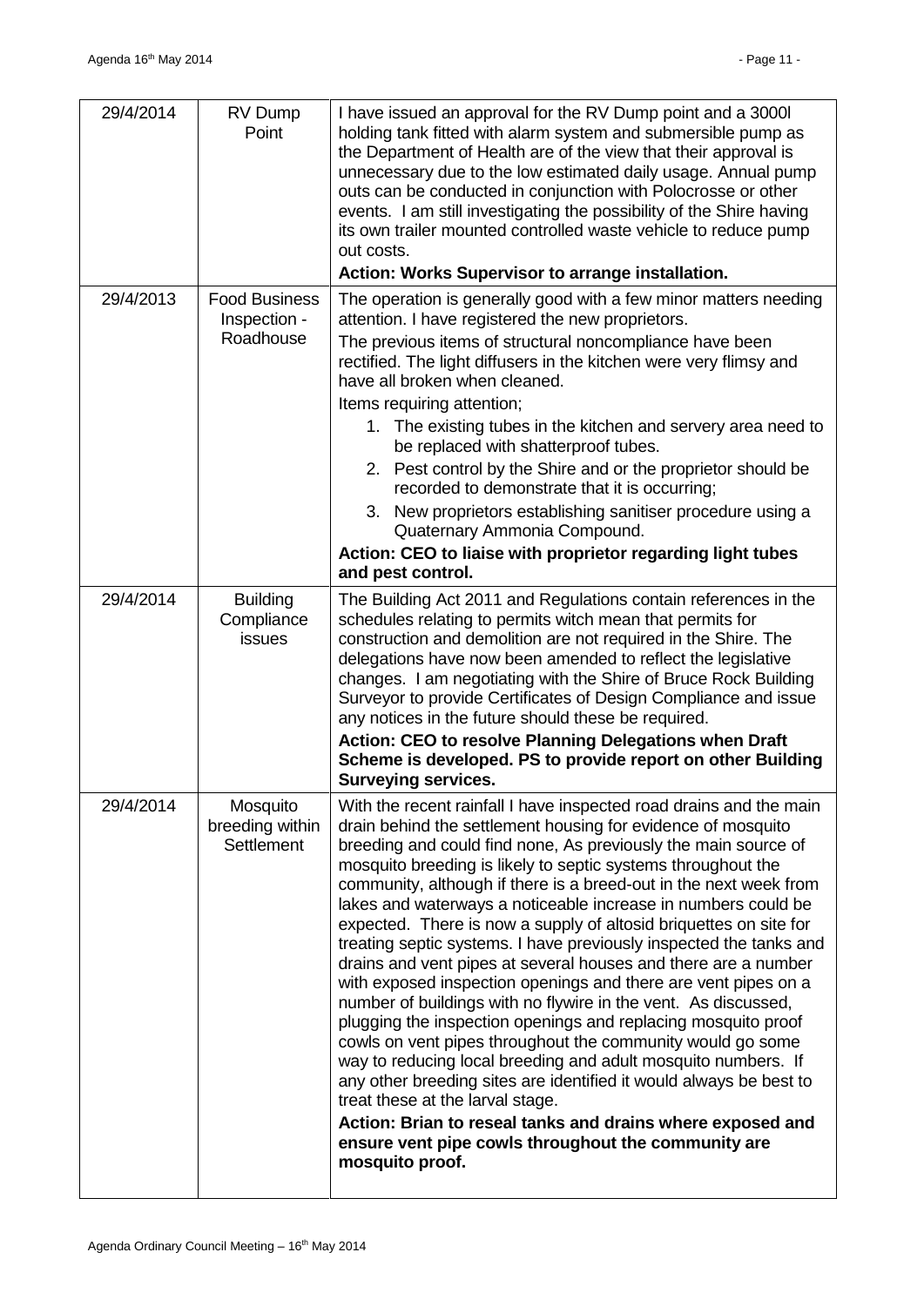| | | |
|---|---|---|
| 29/4/2014 | RV Dump Point | I have issued an approval for the RV Dump point and a 3000l holding tank fitted with alarm system and submersible pump as the Department of Health are of the view that their approval is unnecessary due to the low estimated daily usage. Annual pump outs can be conducted in conjunction with Polocrosse or other events. I am still investigating the possibility of the Shire having its own trailer mounted controlled waste vehicle to reduce pump out costs.<br>**Action: Works Supervisor to arrange installation.** |
| 29/4/2013 | Food Business Inspection - Roadhouse | The operation is generally good with a few minor matters needing attention. I have registered the new proprietors.<br>The previous items of structural noncompliance have been rectified. The light diffusers in the kitchen were very flimsy and have all broken when cleaned.<br>Items requiring attention;<br>1. The existing tubes in the kitchen and servery area need to be replaced with shatterproof tubes.<br>2. Pest control by the Shire and or the proprietor should be recorded to demonstrate that it is occurring;<br>3. New proprietors establishing sanitiser procedure using a Quaternary Ammonia Compound.<br>**Action: CEO to liaise with proprietor regarding light tubes and pest control.** |
| 29/4/2014 | Building Compliance issues | The Building Act 2011 and Regulations contain references in the schedules relating to permits witch mean that permits for construction and demolition are not required in the Shire. The delegations have now been amended to reflect the legislative changes. I am negotiating with the Shire of Bruce Rock Building Surveyor to provide Certificates of Design Compliance and issue any notices in the future should these be required.<br>**Action: CEO to resolve Planning Delegations when Draft Scheme is developed. PS to provide report on other Building Surveying services.** |
| 29/4/2014 | Mosquito breeding within Settlement | With the recent rainfall I have inspected road drains and the main drain behind the settlement housing for evidence of mosquito breeding and could find none, As previously the main source of mosquito breeding is likely to septic systems throughout the community, although if there is a breed-out in the next week from lakes and waterways a noticeable increase in numbers could be expected. There is now a supply of altosid briquettes on site for treating septic systems. I have previously inspected the tanks and drains and vent pipes at several houses and there are a number with exposed inspection openings and there are vent pipes on a number of buildings with no flywire in the vent. As discussed, plugging the inspection openings and replacing mosquito proof cowls on vent pipes throughout the community would go some way to reducing local breeding and adult mosquito numbers. If any other breeding sites are identified it would always be best to treat these at the larval stage.<br>**Action: Brian to reseal tanks and drains where exposed and ensure vent pipe cowls throughout the community are mosquito proof.** |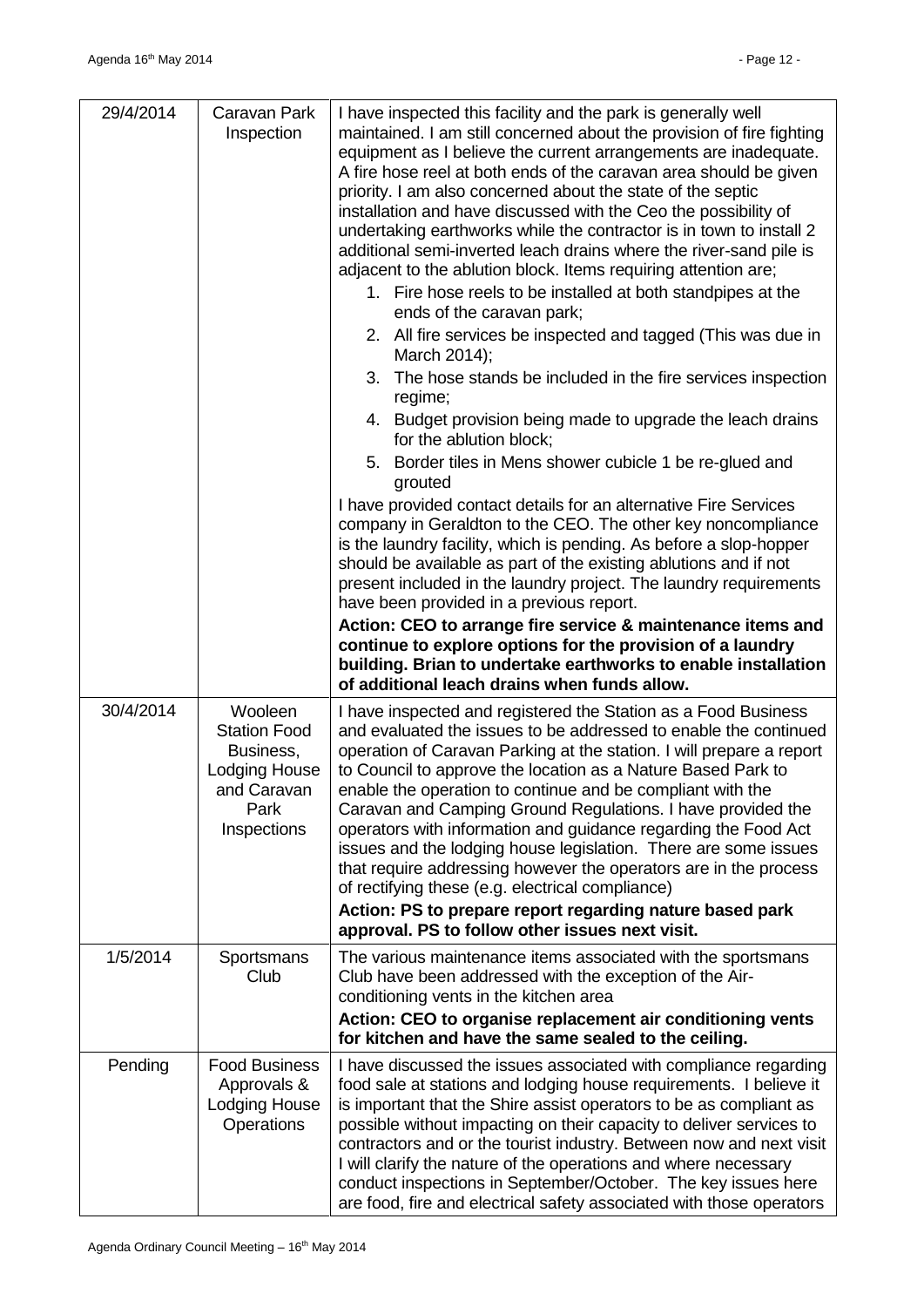| | | |
|---|---|---|
| 29/4/2014 | Caravan Park Inspection | I have inspected this facility and the park is generally well maintained. I am still concerned about the provision of fire fighting equipment as I believe the current arrangements are inadequate. A fire hose reel at both ends of the caravan area should be given priority. I am also concerned about the state of the septic installation and have discussed with the Ceo the possibility of undertaking earthworks while the contractor is in town to install 2 additional semi-inverted leach drains where the river-sand pile is adjacent to the ablution block. Items requiring attention are;<br>1. Fire hose reels to be installed at both standpipes at the ends of the caravan park;<br>2. All fire services be inspected and tagged (This was due in March 2014);<br>3. The hose stands be included in the fire services inspection regime;<br>4. Budget provision being made to upgrade the leach drains for the ablution block;<br>5. Border tiles in Mens shower cubicle 1 be re-glued and grouted<br>I have provided contact details for an alternative Fire Services company in Geraldton to the CEO. The other key noncompliance is the laundry facility, which is pending. As before a slop-hopper should be available as part of the existing ablutions and if not present included in the laundry project. The laundry requirements have been provided in a previous report.<br>**Action: CEO to arrange fire service & maintenance items and continue to explore options for the provision of a laundry building. Brian to undertake earthworks to enable installation of additional leach drains when funds allow.** |
| 30/4/2014 | Wooleen Station Food Business, Lodging House and Caravan Park Inspections | I have inspected and registered the Station as a Food Business and evaluated the issues to be addressed to enable the continued operation of Caravan Parking at the station. I will prepare a report to Council to approve the location as a Nature Based Park to enable the operation to continue and be compliant with the Caravan and Camping Ground Regulations. I have provided the operators with information and guidance regarding the Food Act issues and the lodging house legislation. There are some issues that require addressing however the operators are in the process of rectifying these (e.g. electrical compliance)<br>**Action: PS to prepare report regarding nature based park approval. PS to follow other issues next visit.** |
| 1/5/2014 | Sportsmans Club | The various maintenance items associated with the sportsmans Club have been addressed with the exception of the Air-conditioning vents in the kitchen area<br>**Action: CEO to organise replacement air conditioning vents for kitchen and have the same sealed to the ceiling.** |
| Pending | Food Business Approvals & Lodging House Operations | I have discussed the issues associated with compliance regarding food sale at stations and lodging house requirements. I believe it is important that the Shire assist operators to be as compliant as possible without impacting on their capacity to deliver services to contractors and or the tourist industry. Between now and next visit I will clarify the nature of the operations and where necessary conduct inspections in September/October. The key issues here are food, fire and electrical safety associated with those operators |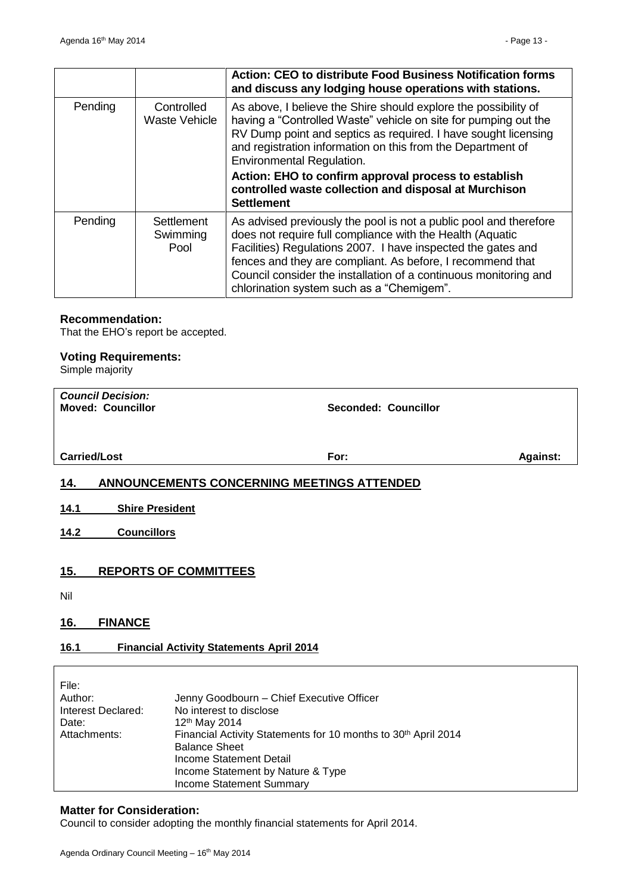| | | **Action: CEO to distribute Food Business Notification forms and discuss any lodging house operations with stations.** |
|---|---|---|
| Pending | Controlled Waste Vehicle | As above, I believe the Shire should explore the possibility of having a "Controlled Waste" vehicle on site for pumping out the RV Dump point and septics as required. I have sought licensing and registration information on this from the Department of Environmental Regulation.<br>**Action: EHO to confirm approval process to establish controlled waste collection and disposal at Murchison Settlement** |
| Pending | Settlement Swimming Pool | As advised previously the pool is not a public pool and therefore does not require full compliance with the Health (Aquatic Facilities) Regulations 2007. I have inspected the gates and fences and they are compliant. As before, I recommend that Council consider the installation of a continuous monitoring and chlorination system such as a "Chemigem". |

**Recommendation:**
That the EHO's report be accepted.

**Voting Requirements:**
Simple majority

| ***Council Decision:*** | | |
|---|---|---|
| **Moved: Councillor** | **Seconded: Councillor** | |
| **Carried/Lost** | **For:** | **Against:** |

## 14. ANNOUNCEMENTS CONCERNING MEETINGS ATTENDED

### 14.1 Shire President

### 14.2 Councillors

## 15. REPORTS OF COMMITTEES

Nil

## 16. FINANCE

### 16.1 Financial Activity Statements April 2014

| | |
|---|---|
| File: | |
| Author: | Jenny Goodbourn – Chief Executive Officer |
| Interest Declared: | No interest to disclose |
| Date: | 12th May 2014 |
| Attachments: | Financial Activity Statements for 10 months to 30th April 2014<br>Balance Sheet<br>Income Statement Detail<br>Income Statement by Nature & Type<br>Income Statement Summary |

**Matter for Consideration:**
Council to consider adopting the monthly financial statements for April 2014.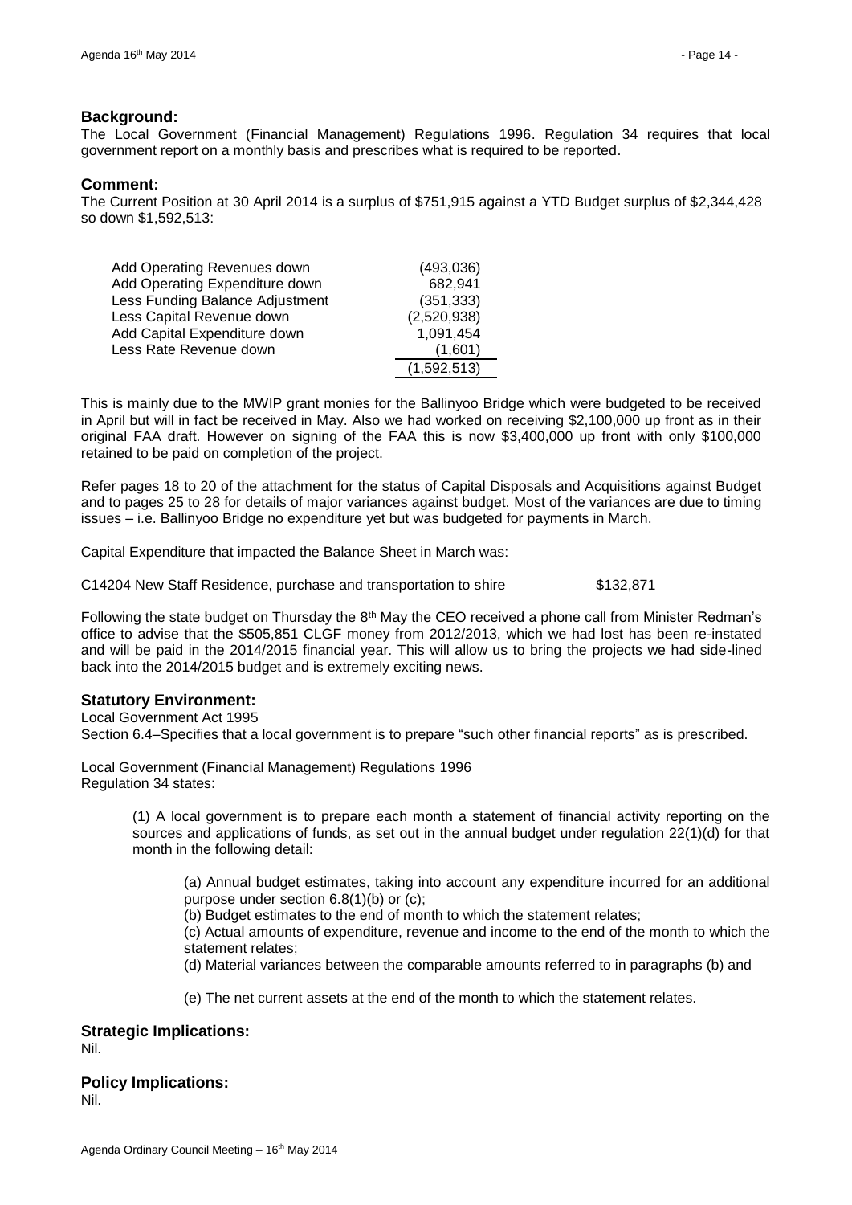**Background:**

The Local Government (Financial Management) Regulations 1996. Regulation 34 requires that local government report on a monthly basis and prescribes what is required to be reported.

**Comment:**

The Current Position at 30 April 2014 is a surplus of $751,915 against a YTD Budget surplus of $2,344,428 so down $1,592,513:

| | |
|---|---|
| Add Operating Revenues down | (493,036) |
| Add Operating Expenditure down | 682,941 |
| Less Funding Balance Adjustment | (351,333) |
| Less Capital Revenue down | (2,520,938) |
| Add Capital Expenditure down | 1,091,454 |
| Less Rate Revenue down | (1,601) |
| | (1,592,513) |

This is mainly due to the MWIP grant monies for the Ballinyoo Bridge which were budgeted to be received in April but will in fact be received in May. Also we had worked on receiving $2,100,000 up front as in their original FAA draft. However on signing of the FAA this is now $3,400,000 up front with only $100,000 retained to be paid on completion of the project.

Refer pages 18 to 20 of the attachment for the status of Capital Disposals and Acquisitions against Budget and to pages 25 to 28 for details of major variances against budget. Most of the variances are due to timing issues – i.e. Ballinyoo Bridge no expenditure yet but was budgeted for payments in March.

Capital Expenditure that impacted the Balance Sheet in March was:

C14204 New Staff Residence, purchase and transportation to shire $132,871

Following the state budget on Thursday the 8th May the CEO received a phone call from Minister Redman's office to advise that the $505,851 CLGF money from 2012/2013, which we had lost has been re-instated and will be paid in the 2014/2015 financial year. This will allow us to bring the projects we had side-lined back into the 2014/2015 budget and is extremely exciting news.

**Statutory Environment:**

Local Government Act 1995
Section 6.4–Specifies that a local government is to prepare "such other financial reports" as is prescribed.

Local Government (Financial Management) Regulations 1996
Regulation 34 states:

> (1) A local government is to prepare each month a statement of financial activity reporting on the sources and applications of funds, as set out in the annual budget under regulation 22(1)(d) for that month in the following detail:
>
> > (a) Annual budget estimates, taking into account any expenditure incurred for an additional purpose under section 6.8(1)(b) or (c);
> >
> > (b) Budget estimates to the end of month to which the statement relates;
> >
> > (c) Actual amounts of expenditure, revenue and income to the end of the month to which the statement relates;
> >
> > (d) Material variances between the comparable amounts referred to in paragraphs (b) and
> >
> > (e) The net current assets at the end of the month to which the statement relates.

**Strategic Implications:**

Nil.

**Policy Implications:**

Nil.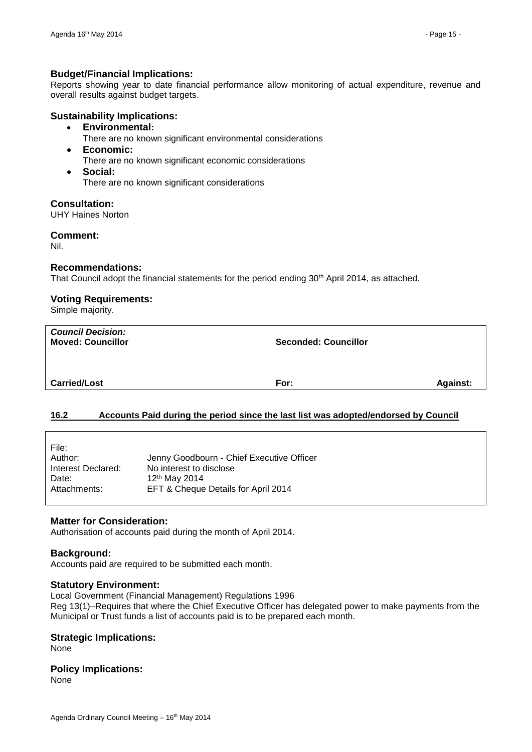### Budget/Financial Implications:

Reports showing year to date financial performance allow monitoring of actual expenditure, revenue and overall results against budget targets.

### Sustainability Implications:

- **Environmental:**
  There are no known significant environmental considerations
- **Economic:**
  There are no known significant economic considerations
- **Social:**
  There are no known significant considerations

### Consultation:

UHY Haines Norton

### Comment:

Nil.

### Recommendations:

That Council adopt the financial statements for the period ending 30th April 2014, as attached.

### Voting Requirements:

Simple majority.

| ***Council Decision:*** **Moved: Councillor** | **Seconded: Councillor** | |
|---|---|---|
| **Carried/Lost** | **For:** | **Against:** |

## 16.2 Accounts Paid during the period since the last list was adopted/endorsed by Council

| | |
|---|---|
| File: | |
| Author: | Jenny Goodbourn - Chief Executive Officer |
| Interest Declared: | No interest to disclose |
| Date: | 12th May 2014 |
| Attachments: | EFT & Cheque Details for April 2014 |

### Matter for Consideration:

Authorisation of accounts paid during the month of April 2014.

### Background:

Accounts paid are required to be submitted each month.

### Statutory Environment:

Local Government (Financial Management) Regulations 1996
Reg 13(1)–Requires that where the Chief Executive Officer has delegated power to make payments from the Municipal or Trust funds a list of accounts paid is to be prepared each month.

### Strategic Implications:

None

### Policy Implications:

None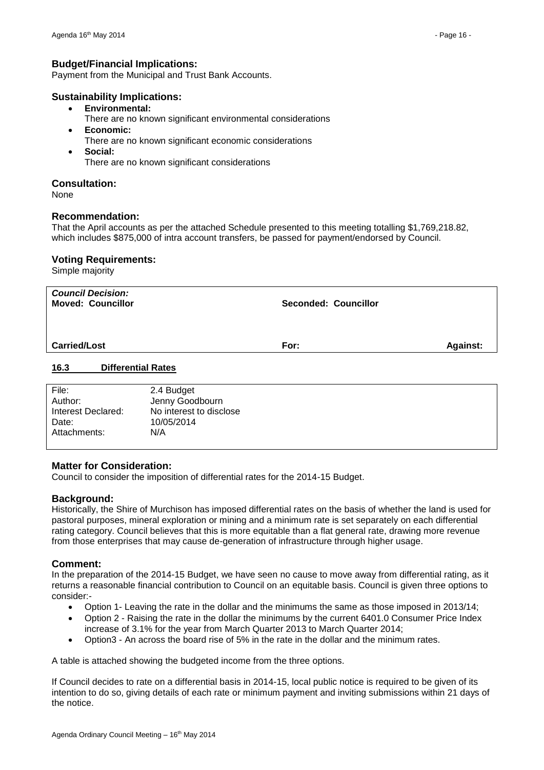### Budget/Financial Implications:
Payment from the Municipal and Trust Bank Accounts.

### Sustainability Implications:
- **Environmental:**
  There are no known significant environmental considerations
- **Economic:**
  There are no known significant economic considerations
- **Social:**
  There are no known significant considerations

### Consultation:
None

### Recommendation:
That the April accounts as per the attached Schedule presented to this meeting totalling $1,769,218.82, which includes $875,000 of intra account transfers, be passed for payment/endorsed by Council.

### Voting Requirements:
Simple majority

| ***Council Decision:*** **Moved: Councillor** | **Seconded: Councillor** | |
|---|---|---|
| **Carried/Lost** | **For:** | **Against:** |

## 16.3 Differential Rates

| | |
|---|---|
| File: | 2.4 Budget |
| Author: | Jenny Goodbourn |
| Interest Declared: | No interest to disclose |
| Date: | 10/05/2014 |
| Attachments: | N/A |

### Matter for Consideration:
Council to consider the imposition of differential rates for the 2014-15 Budget.

### Background:
Historically, the Shire of Murchison has imposed differential rates on the basis of whether the land is used for pastoral purposes, mineral exploration or mining and a minimum rate is set separately on each differential rating category. Council believes that this is more equitable than a flat general rate, drawing more revenue from those enterprises that may cause de-generation of infrastructure through higher usage.

### Comment:
In the preparation of the 2014-15 Budget, we have seen no cause to move away from differential rating, as it returns a reasonable financial contribution to Council on an equitable basis. Council is given three options to consider:-

- Option 1- Leaving the rate in the dollar and the minimums the same as those imposed in 2013/14;
- Option 2 - Raising the rate in the dollar the minimums by the current 6401.0 Consumer Price Index increase of 3.1% for the year from March Quarter 2013 to March Quarter 2014;
- Option3 - An across the board rise of 5% in the rate in the dollar and the minimum rates.

A table is attached showing the budgeted income from the three options.

If Council decides to rate on a differential basis in 2014-15, local public notice is required to be given of its intention to do so, giving details of each rate or minimum payment and inviting submissions within 21 days of the notice.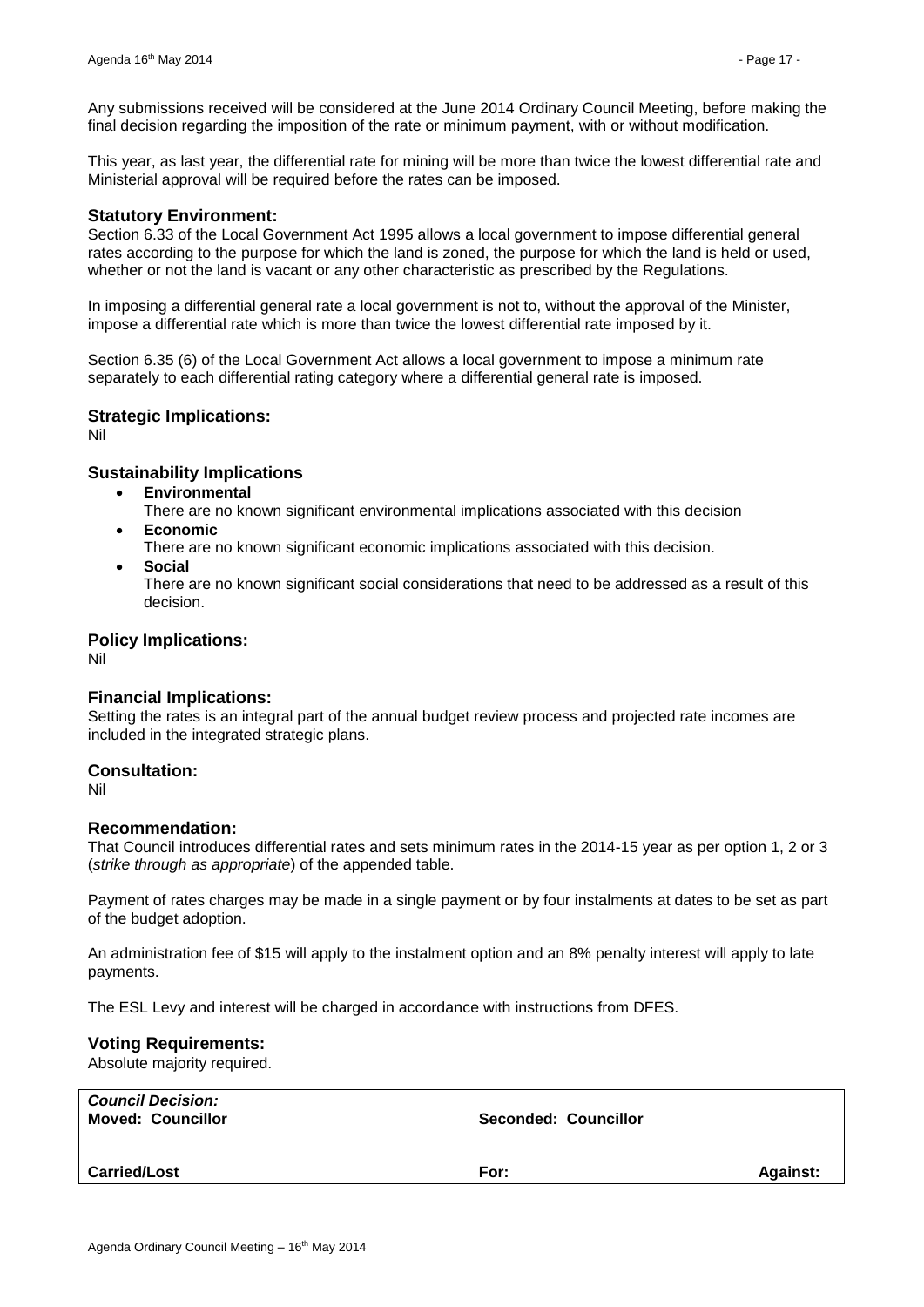Any submissions received will be considered at the June 2014 Ordinary Council Meeting, before making the final decision regarding the imposition of the rate or minimum payment, with or without modification.

This year, as last year, the differential rate for mining will be more than twice the lowest differential rate and Ministerial approval will be required before the rates can be imposed.

### Statutory Environment:

Section 6.33 of the Local Government Act 1995 allows a local government to impose differential general rates according to the purpose for which the land is zoned, the purpose for which the land is held or used, whether or not the land is vacant or any other characteristic as prescribed by the Regulations.

In imposing a differential general rate a local government is not to, without the approval of the Minister, impose a differential rate which is more than twice the lowest differential rate imposed by it.

Section 6.35 (6) of the Local Government Act allows a local government to impose a minimum rate separately to each differential rating category where a differential general rate is imposed.

### Strategic Implications:

Nil

### Sustainability Implications

- **Environmental**
  There are no known significant environmental implications associated with this decision
- **Economic**
  There are no known significant economic implications associated with this decision.
- **Social**
  There are no known significant social considerations that need to be addressed as a result of this decision.

### Policy Implications:

Nil

### Financial Implications:

Setting the rates is an integral part of the annual budget review process and projected rate incomes are included in the integrated strategic plans.

### Consultation:

Nil

### Recommendation:

That Council introduces differential rates and sets minimum rates in the 2014-15 year as per option 1, 2 or 3 (*strike through as appropriate*) of the appended table.

Payment of rates charges may be made in a single payment or by four instalments at dates to be set as part of the budget adoption.

An administration fee of $15 will apply to the instalment option and an 8% penalty interest will apply to late payments.

The ESL Levy and interest will be charged in accordance with instructions from DFES.

### Voting Requirements:

Absolute majority required.

| ***Council Decision:*** **Moved: Councillor** | **Seconded: Councillor** | |
|---|---|---|
| **Carried/Lost** | **For:** | **Against:** |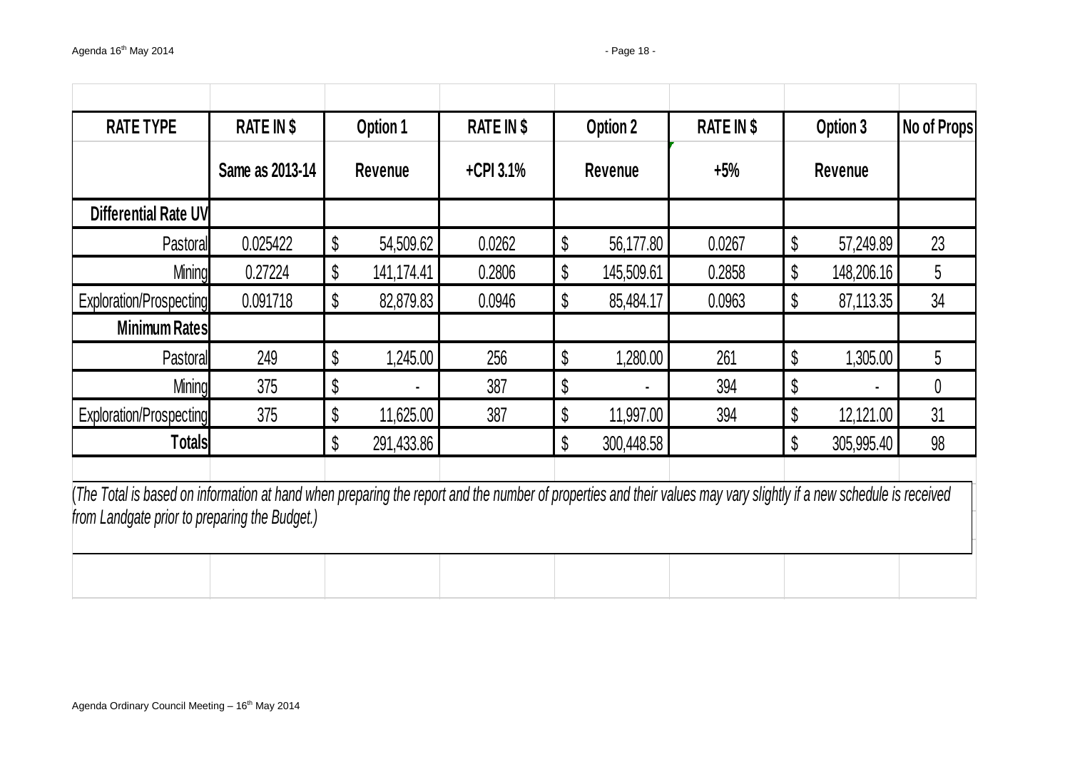| RATE TYPE | RATE IN $ | Option 1 | RATE IN $ | Option 2 | RATE IN $ | Option 3 | No of Props |
|---|---|---|---|---|---|---|---|
| | Same as 2013-14 | Revenue | +CPI 3.1% | Revenue | +5% | Revenue | |
| **Differential Rate UV** | | | | | | | |
| Pastoral | 0.025422 | $ 54,509.62 | 0.0262 | $ 56,177.80 | 0.0267 | $ 57,249.89 | 23 |
| Mining | 0.27224 | $ 141,174.41 | 0.2806 | $ 145,509.61 | 0.2858 | $ 148,206.16 | 5 |
| Exploration/Prospecting | 0.091718 | $ 82,879.83 | 0.0946 | $ 85,484.17 | 0.0963 | $ 87,113.35 | 34 |
| **Minimum Rates** | | | | | | | |
| Pastoral | 249 | $ 1,245.00 | 256 | $ 1,280.00 | 261 | $ 1,305.00 | 5 |
| Mining | 375 | $ - | 387 | $ - | 394 | $ - | 0 |
| Exploration/Prospecting | 375 | $ 11,625.00 | 387 | $ 11,997.00 | 394 | $ 12,121.00 | 31 |
| **Totals** | | $ 291,433.86 | | $ 300,448.58 | | $ 305,995.40 | 98 |

*(The Total is based on information at hand when preparing the report and the number of properties and their values may vary slightly if a new schedule is received from Landgate prior to preparing the Budget.)*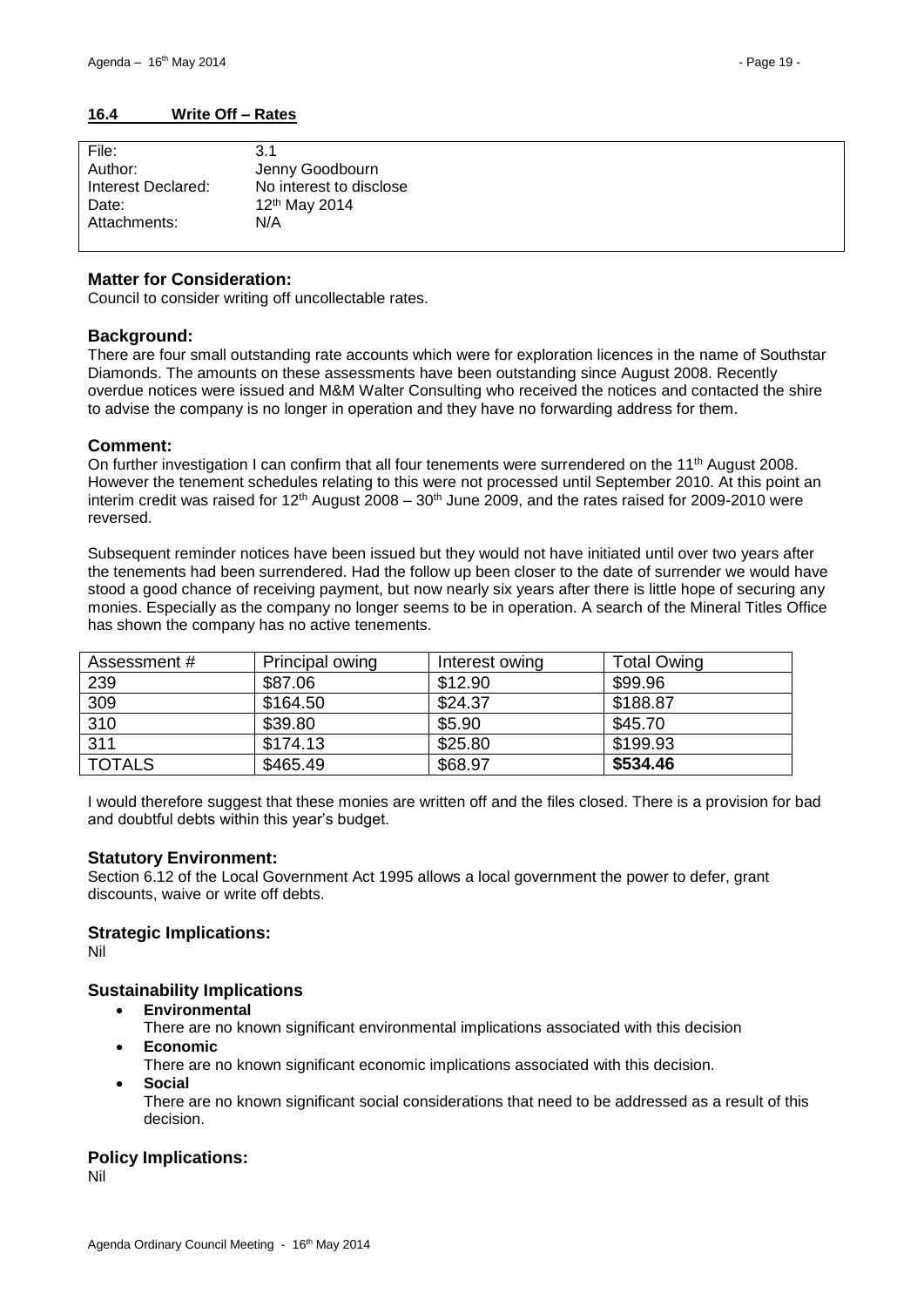## 16.4 Write Off – Rates

| | |
|---|---|
| File: | 3.1 |
| Author: | Jenny Goodbourn |
| Interest Declared: | No interest to disclose |
| Date: | 12th May 2014 |
| Attachments: | N/A |

### Matter for Consideration:

Council to consider writing off uncollectable rates.

### Background:

There are four small outstanding rate accounts which were for exploration licences in the name of Southstar Diamonds. The amounts on these assessments have been outstanding since August 2008. Recently overdue notices were issued and M&M Walter Consulting who received the notices and contacted the shire to advise the company is no longer in operation and they have no forwarding address for them.

### Comment:

On further investigation I can confirm that all four tenements were surrendered on the 11th August 2008. However the tenement schedules relating to this were not processed until September 2010. At this point an interim credit was raised for 12th August 2008 – 30th June 2009, and the rates raised for 2009-2010 were reversed.

Subsequent reminder notices have been issued but they would not have initiated until over two years after the tenements had been surrendered. Had the follow up been closer to the date of surrender we would have stood a good chance of receiving payment, but now nearly six years after there is little hope of securing any monies. Especially as the company no longer seems to be in operation. A search of the Mineral Titles Office has shown the company has no active tenements.

| Assessment # | Principal owing | Interest owing | Total Owing |
|---|---|---|---|
| 239 | $87.06 | $12.90 | $99.96 |
| 309 | $164.50 | $24.37 | $188.87 |
| 310 | $39.80 | $5.90 | $45.70 |
| 311 | $174.13 | $25.80 | $199.93 |
| TOTALS | $465.49 | $68.97 | **$534.46** |

I would therefore suggest that these monies are written off and the files closed. There is a provision for bad and doubtful debts within this year's budget.

### Statutory Environment:

Section 6.12 of the Local Government Act 1995 allows a local government the power to defer, grant discounts, waive or write off debts.

### Strategic Implications:

Nil

### Sustainability Implications

- **Environmental**
  There are no known significant environmental implications associated with this decision
- **Economic**
  There are no known significant economic implications associated with this decision.
- **Social**
  There are no known significant social considerations that need to be addressed as a result of this decision.

### Policy Implications:

Nil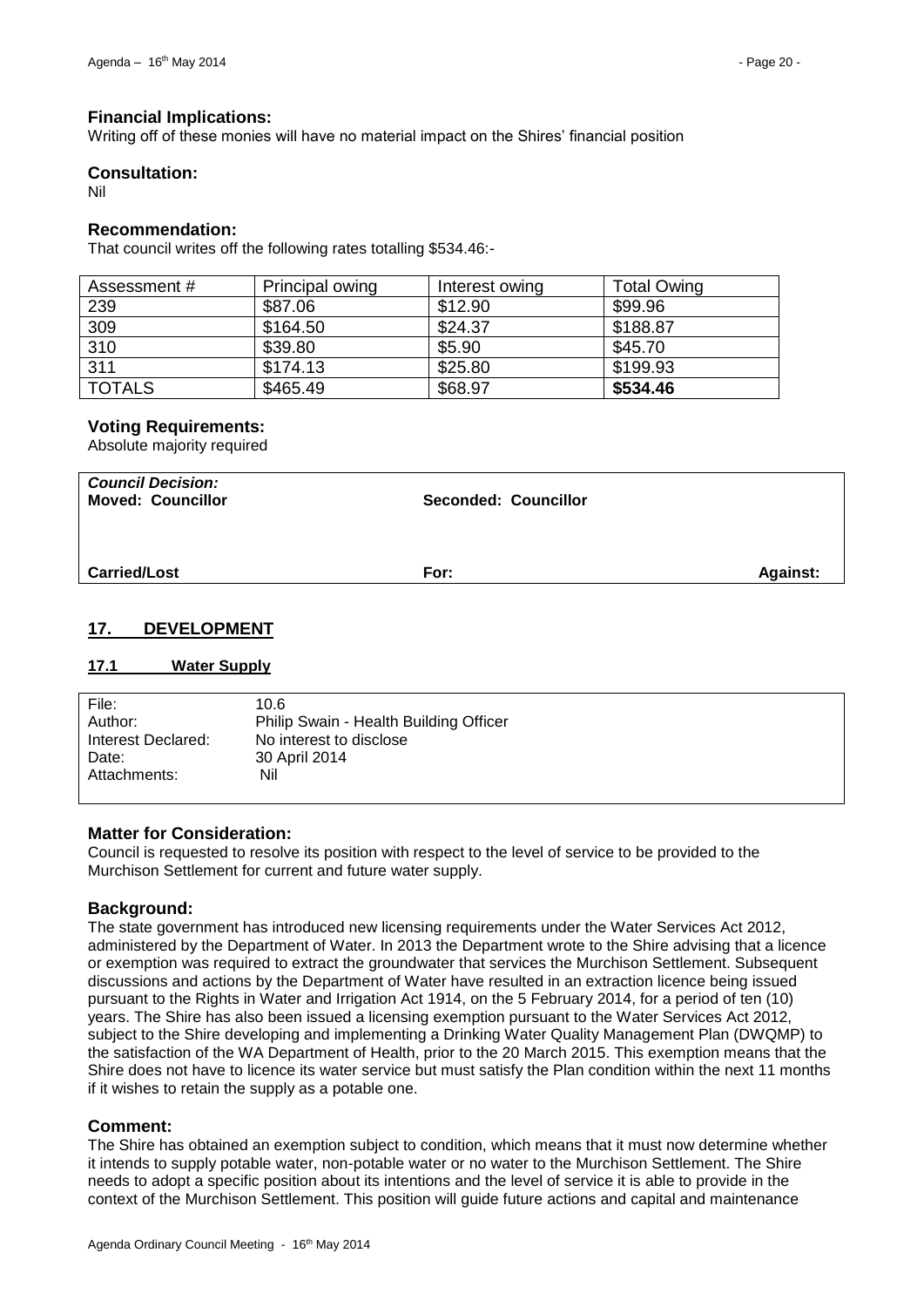### Financial Implications:

Writing off of these monies will have no material impact on the Shires' financial position

### Consultation:

Nil

### Recommendation:

That council writes off the following rates totalling $534.46:-

| Assessment # | Principal owing | Interest owing | Total Owing |
|---|---|---|---|
| 239 | $87.06 | $12.90 | $99.96 |
| 309 | $164.50 | $24.37 | $188.87 |
| 310 | $39.80 | $5.90 | $45.70 |
| 311 | $174.13 | $25.80 | $199.93 |
| TOTALS | $465.49 | $68.97 | **$534.46** |

### Voting Requirements:

Absolute majority required

| *Council Decision:* **Moved: Councillor** | **Seconded: Councillor** | |
|---|---|---|
| **Carried/Lost** | **For:** | **Against:** |

## 17. DEVELOPMENT

### 17.1 Water Supply

| | |
|---|---|
| File: | 10.6 |
| Author: | Philip Swain - Health Building Officer |
| Interest Declared: | No interest to disclose |
| Date: | 30 April 2014 |
| Attachments: | Nil |

### Matter for Consideration:

Council is requested to resolve its position with respect to the level of service to be provided to the Murchison Settlement for current and future water supply.

### Background:

The state government has introduced new licensing requirements under the Water Services Act 2012, administered by the Department of Water. In 2013 the Department wrote to the Shire advising that a licence or exemption was required to extract the groundwater that services the Murchison Settlement. Subsequent discussions and actions by the Department of Water have resulted in an extraction licence being issued pursuant to the Rights in Water and Irrigation Act 1914, on the 5 February 2014, for a period of ten (10) years. The Shire has also been issued a licensing exemption pursuant to the Water Services Act 2012, subject to the Shire developing and implementing a Drinking Water Quality Management Plan (DWQMP) to the satisfaction of the WA Department of Health, prior to the 20 March 2015. This exemption means that the Shire does not have to licence its water service but must satisfy the Plan condition within the next 11 months if it wishes to retain the supply as a potable one.

### Comment:

The Shire has obtained an exemption subject to condition, which means that it must now determine whether it intends to supply potable water, non-potable water or no water to the Murchison Settlement. The Shire needs to adopt a specific position about its intentions and the level of service it is able to provide in the context of the Murchison Settlement. This position will guide future actions and capital and maintenance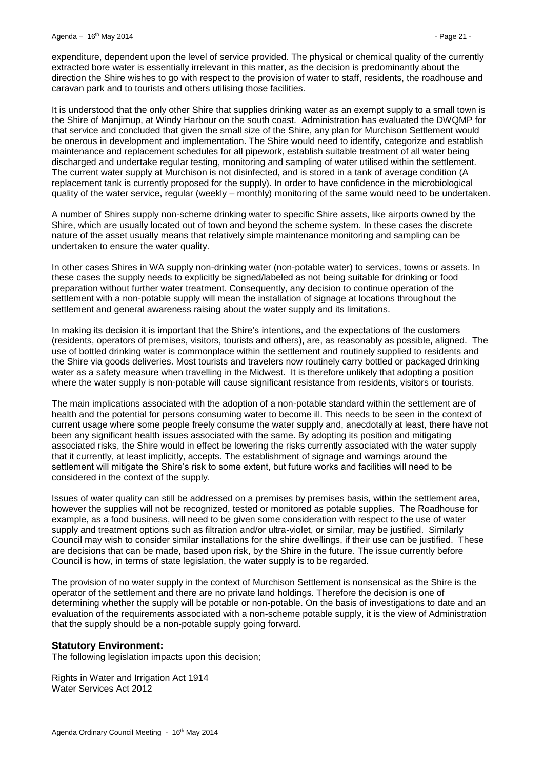expenditure, dependent upon the level of service provided. The physical or chemical quality of the currently extracted bore water is essentially irrelevant in this matter, as the decision is predominantly about the direction the Shire wishes to go with respect to the provision of water to staff, residents, the roadhouse and caravan park and to tourists and others utilising those facilities.

It is understood that the only other Shire that supplies drinking water as an exempt supply to a small town is the Shire of Manjimup, at Windy Harbour on the south coast. Administration has evaluated the DWQMP for that service and concluded that given the small size of the Shire, any plan for Murchison Settlement would be onerous in development and implementation. The Shire would need to identify, categorize and establish maintenance and replacement schedules for all pipework, establish suitable treatment of all water being discharged and undertake regular testing, monitoring and sampling of water utilised within the settlement. The current water supply at Murchison is not disinfected, and is stored in a tank of average condition (A replacement tank is currently proposed for the supply). In order to have confidence in the microbiological quality of the water service, regular (weekly – monthly) monitoring of the same would need to be undertaken.

A number of Shires supply non-scheme drinking water to specific Shire assets, like airports owned by the Shire, which are usually located out of town and beyond the scheme system. In these cases the discrete nature of the asset usually means that relatively simple maintenance monitoring and sampling can be undertaken to ensure the water quality.

In other cases Shires in WA supply non-drinking water (non-potable water) to services, towns or assets. In these cases the supply needs to explicitly be signed/labeled as not being suitable for drinking or food preparation without further water treatment. Consequently, any decision to continue operation of the settlement with a non-potable supply will mean the installation of signage at locations throughout the settlement and general awareness raising about the water supply and its limitations.

In making its decision it is important that the Shire's intentions, and the expectations of the customers (residents, operators of premises, visitors, tourists and others), are, as reasonably as possible, aligned. The use of bottled drinking water is commonplace within the settlement and routinely supplied to residents and the Shire via goods deliveries. Most tourists and travelers now routinely carry bottled or packaged drinking water as a safety measure when travelling in the Midwest. It is therefore unlikely that adopting a position where the water supply is non-potable will cause significant resistance from residents, visitors or tourists.

The main implications associated with the adoption of a non-potable standard within the settlement are of health and the potential for persons consuming water to become ill. This needs to be seen in the context of current usage where some people freely consume the water supply and, anecdotally at least, there have not been any significant health issues associated with the same. By adopting its position and mitigating associated risks, the Shire would in effect be lowering the risks currently associated with the water supply that it currently, at least implicitly, accepts. The establishment of signage and warnings around the settlement will mitigate the Shire's risk to some extent, but future works and facilities will need to be considered in the context of the supply.

Issues of water quality can still be addressed on a premises by premises basis, within the settlement area, however the supplies will not be recognized, tested or monitored as potable supplies. The Roadhouse for example, as a food business, will need to be given some consideration with respect to the use of water supply and treatment options such as filtration and/or ultra-violet, or similar, may be justified. Similarly Council may wish to consider similar installations for the shire dwellings, if their use can be justified. These are decisions that can be made, based upon risk, by the Shire in the future. The issue currently before Council is how, in terms of state legislation, the water supply is to be regarded.

The provision of no water supply in the context of Murchison Settlement is nonsensical as the Shire is the operator of the settlement and there are no private land holdings. Therefore the decision is one of determining whether the supply will be potable or non-potable. On the basis of investigations to date and an evaluation of the requirements associated with a non-scheme potable supply, it is the view of Administration that the supply should be a non-potable supply going forward.

## Statutory Environment:

The following legislation impacts upon this decision;

Rights in Water and Irrigation Act 1914
Water Services Act 2012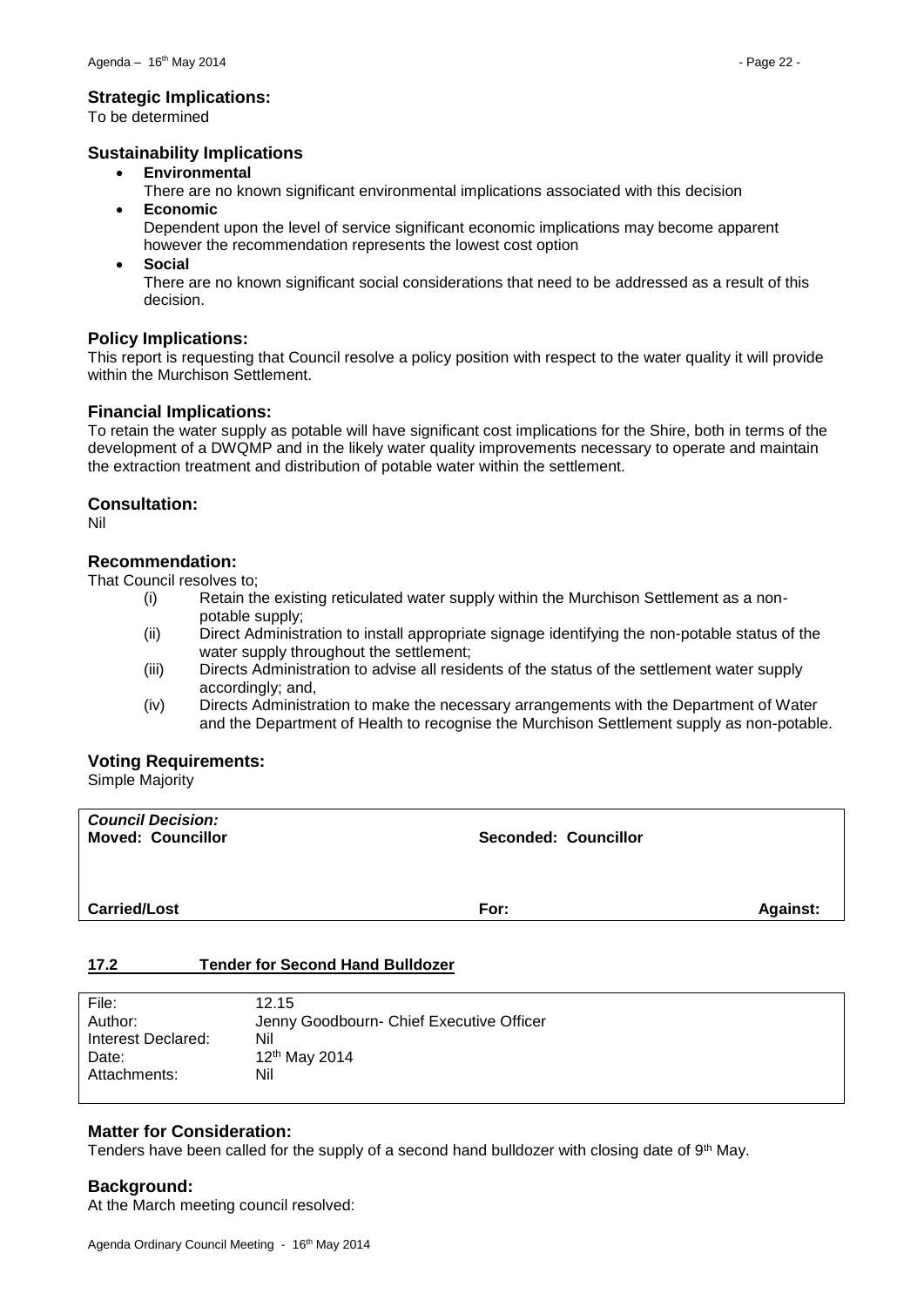### Strategic Implications:

To be determined

### Sustainability Implications

- **Environmental**
  There are no known significant environmental implications associated with this decision
- **Economic**
  Dependent upon the level of service significant economic implications may become apparent however the recommendation represents the lowest cost option
- **Social**
  There are no known significant social considerations that need to be addressed as a result of this decision.

### Policy Implications:

This report is requesting that Council resolve a policy position with respect to the water quality it will provide within the Murchison Settlement.

### Financial Implications:

To retain the water supply as potable will have significant cost implications for the Shire, both in terms of the development of a DWQMP and in the likely water quality improvements necessary to operate and maintain the extraction treatment and distribution of potable water within the settlement.

### Consultation:

Nil

### Recommendation:

That Council resolves to;

(i) Retain the existing reticulated water supply within the Murchison Settlement as a non-potable supply;
(ii) Direct Administration to install appropriate signage identifying the non-potable status of the water supply throughout the settlement;
(iii) Directs Administration to advise all residents of the status of the settlement water supply accordingly; and,
(iv) Directs Administration to make the necessary arrangements with the Department of Water and the Department of Health to recognise the Murchison Settlement supply as non-potable.

### Voting Requirements:

Simple Majority

| ***Council Decision:*** **Moved: Councillor** | **Seconded: Councillor** | |
|---|---|---|
| **Carried/Lost** | **For:** | **Against:** |

## 17.2 Tender for Second Hand Bulldozer

| | |
|---|---|
| File: | 12.15 |
| Author: | Jenny Goodbourn- Chief Executive Officer |
| Interest Declared: | Nil |
| Date: | 12th May 2014 |
| Attachments: | Nil |

### Matter for Consideration:

Tenders have been called for the supply of a second hand bulldozer with closing date of 9th May.

### Background:

At the March meeting council resolved: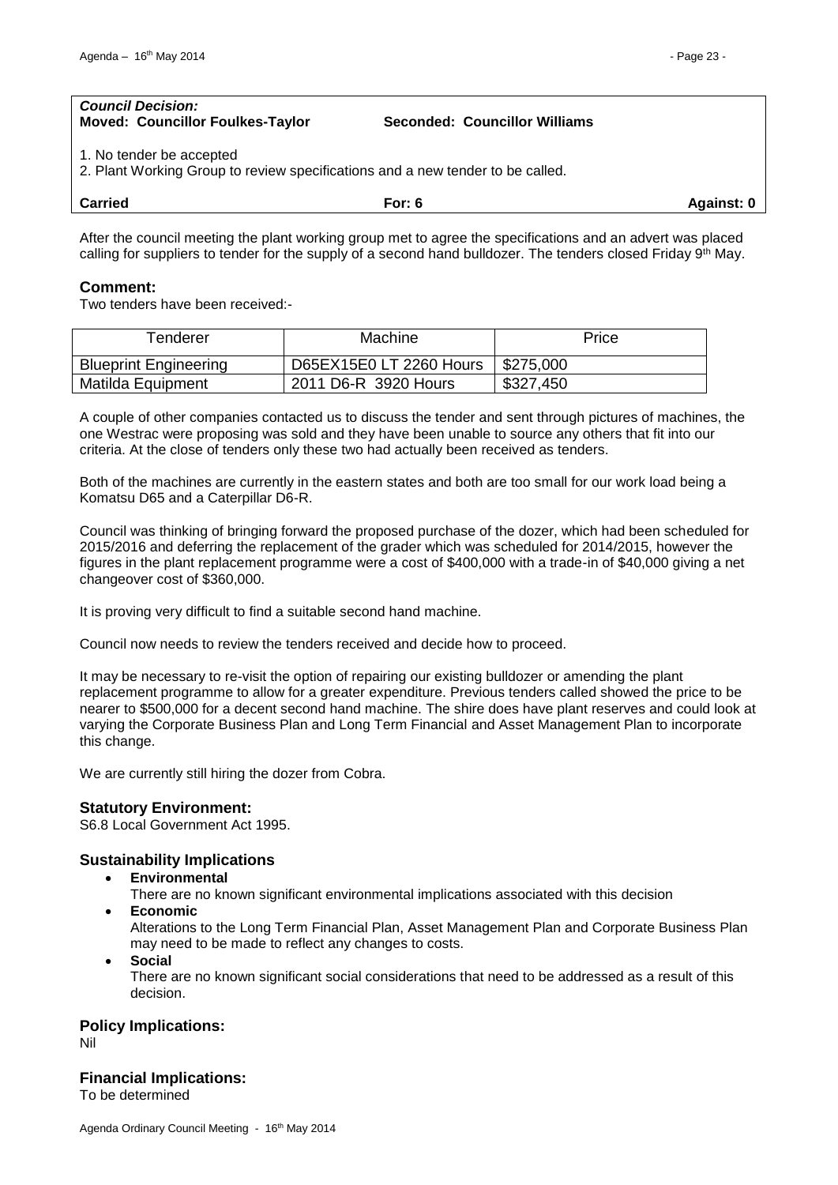***Council Decision:***
**Moved: Councillor Foulkes-Taylor Seconded: Councillor Williams**

1. No tender be accepted
2. Plant Working Group to review specifications and a new tender to be called.

**Carried For: 6 Against: 0**

After the council meeting the plant working group met to agree the specifications and an advert was placed calling for suppliers to tender for the supply of a second hand bulldozer. The tenders closed Friday 9th May.

### Comment:

Two tenders have been received:-

| Tenderer | Machine | Price |
|---|---|---|
| Blueprint Engineering | D65EX15E0 LT 2260 Hours | \$275,000 |
| Matilda Equipment | 2011 D6-R 3920 Hours | \$327,450 |

A couple of other companies contacted us to discuss the tender and sent through pictures of machines, the one Westrac were proposing was sold and they have been unable to source any others that fit into our criteria. At the close of tenders only these two had actually been received as tenders.

Both of the machines are currently in the eastern states and both are too small for our work load being a Komatsu D65 and a Caterpillar D6-R.

Council was thinking of bringing forward the proposed purchase of the dozer, which had been scheduled for 2015/2016 and deferring the replacement of the grader which was scheduled for 2014/2015, however the figures in the plant replacement programme were a cost of \$400,000 with a trade-in of \$40,000 giving a net changeover cost of \$360,000.

It is proving very difficult to find a suitable second hand machine.

Council now needs to review the tenders received and decide how to proceed.

It may be necessary to re-visit the option of repairing our existing bulldozer or amending the plant replacement programme to allow for a greater expenditure. Previous tenders called showed the price to be nearer to \$500,000 for a decent second hand machine. The shire does have plant reserves and could look at varying the Corporate Business Plan and Long Term Financial and Asset Management Plan to incorporate this change.

We are currently still hiring the dozer from Cobra.

### Statutory Environment:

S6.8 Local Government Act 1995.

### Sustainability Implications

- **Environmental**
  There are no known significant environmental implications associated with this decision
- **Economic**
  Alterations to the Long Term Financial Plan, Asset Management Plan and Corporate Business Plan may need to be made to reflect any changes to costs.
- **Social**
  There are no known significant social considerations that need to be addressed as a result of this decision.

### Policy Implications:

Nil

### Financial Implications:

To be determined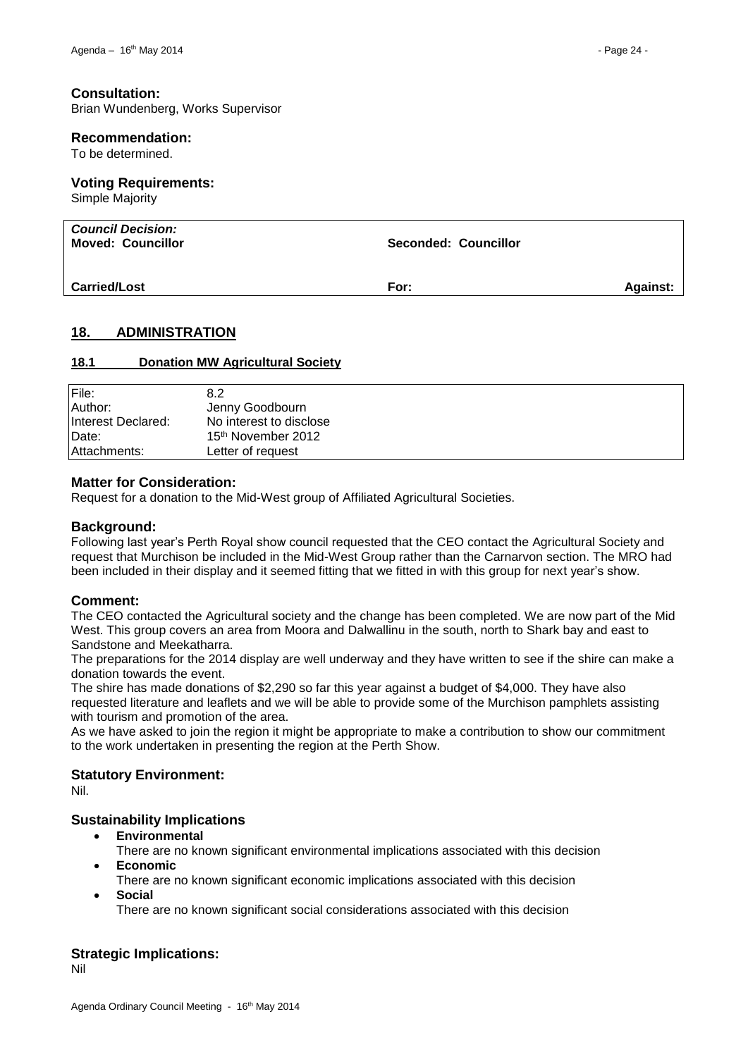**Consultation:**
Brian Wundenberg, Works Supervisor

**Recommendation:**
To be determined.

**Voting Requirements:**
Simple Majority

| ***Council Decision:*** **Moved: Councillor** | **Seconded: Councillor** | |
|---|---|---|
| **Carried/Lost** | **For:** | **Against:** |

## 18. ADMINISTRATION

### 18.1 Donation MW Agricultural Society

| | |
|---|---|
| File: | 8.2 |
| Author: | Jenny Goodbourn |
| Interest Declared: | No interest to disclose |
| Date: | 15th November 2012 |
| Attachments: | Letter of request |

**Matter for Consideration:**
Request for a donation to the Mid-West group of Affiliated Agricultural Societies.

**Background:**
Following last year's Perth Royal show council requested that the CEO contact the Agricultural Society and request that Murchison be included in the Mid-West Group rather than the Carnarvon section. The MRO had been included in their display and it seemed fitting that we fitted in with this group for next year's show.

**Comment:**
The CEO contacted the Agricultural society and the change has been completed. We are now part of the Mid West. This group covers an area from Moora and Dalwallinu in the south, north to Shark bay and east to Sandstone and Meekatharra.
The preparations for the 2014 display are well underway and they have written to see if the shire can make a donation towards the event.
The shire has made donations of $2,290 so far this year against a budget of $4,000. They have also requested literature and leaflets and we will be able to provide some of the Murchison pamphlets assisting with tourism and promotion of the area.
As we have asked to join the region it might be appropriate to make a contribution to show our commitment to the work undertaken in presenting the region at the Perth Show.

**Statutory Environment:**
Nil.

**Sustainability Implications**

- **Environmental**
  There are no known significant environmental implications associated with this decision
- **Economic**
  There are no known significant economic implications associated with this decision
- **Social**
  There are no known significant social considerations associated with this decision

**Strategic Implications:**
Nil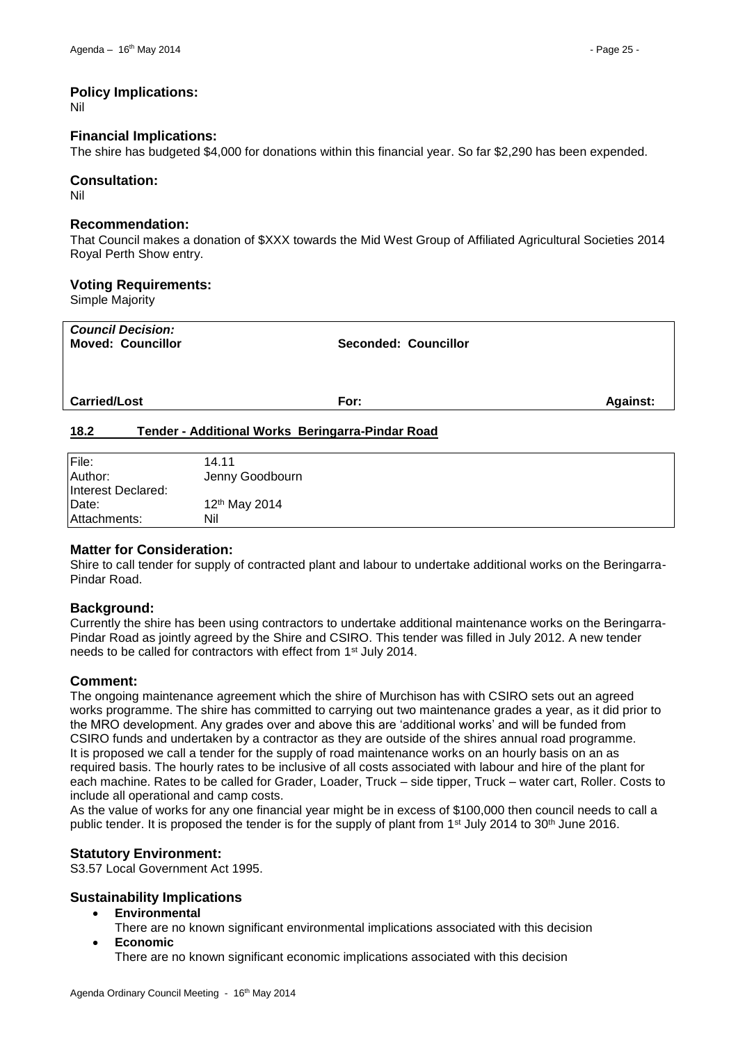### Policy Implications:
Nil

### Financial Implications:
The shire has budgeted $4,000 for donations within this financial year. So far $2,290 has been expended.

### Consultation:
Nil

### Recommendation:
That Council makes a donation of $XXX towards the Mid West Group of Affiliated Agricultural Societies 2014 Royal Perth Show entry.

### Voting Requirements:
Simple Majority

| ***Council Decision:*** **Moved: Councillor** | **Seconded: Councillor** | |
|---|---|---|
| **Carried/Lost** | **For:** | **Against:** |

## 18.2 Tender - Additional Works Beringarra-Pindar Road

| | |
|---|---|
| File: | 14.11 |
| Author: | Jenny Goodbourn |
| Interest Declared: | |
| Date: | 12th May 2014 |
| Attachments: | Nil |

### Matter for Consideration:
Shire to call tender for supply of contracted plant and labour to undertake additional works on the Beringarra-Pindar Road.

### Background:
Currently the shire has been using contractors to undertake additional maintenance works on the Beringarra-Pindar Road as jointly agreed by the Shire and CSIRO. This tender was filled in July 2012. A new tender needs to be called for contractors with effect from 1st July 2014.

### Comment:
The ongoing maintenance agreement which the shire of Murchison has with CSIRO sets out an agreed works programme. The shire has committed to carrying out two maintenance grades a year, as it did prior to the MRO development. Any grades over and above this are 'additional works' and will be funded from CSIRO funds and undertaken by a contractor as they are outside of the shires annual road programme. It is proposed we call a tender for the supply of road maintenance works on an hourly basis on an as required basis. The hourly rates to be inclusive of all costs associated with labour and hire of the plant for each machine. Rates to be called for Grader, Loader, Truck – side tipper, Truck – water cart, Roller. Costs to include all operational and camp costs.

As the value of works for any one financial year might be in excess of $100,000 then council needs to call a public tender. It is proposed the tender is for the supply of plant from 1st July 2014 to 30th June 2016.

### Statutory Environment:
S3.57 Local Government Act 1995.

### Sustainability Implications
- **Environmental**
  There are no known significant environmental implications associated with this decision
- **Economic**
  There are no known significant economic implications associated with this decision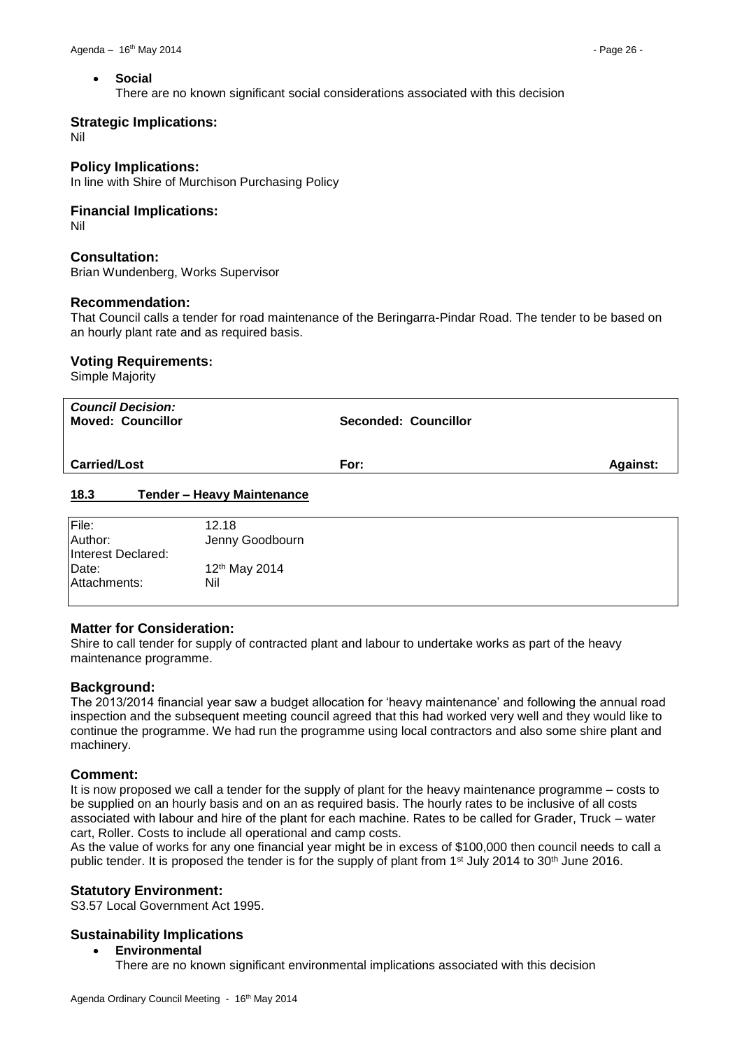- **Social**
  There are no known significant social considerations associated with this decision

### Strategic Implications:

Nil

### Policy Implications:

In line with Shire of Murchison Purchasing Policy

### Financial Implications:

Nil

### Consultation:

Brian Wundenberg, Works Supervisor

### Recommendation:

That Council calls a tender for road maintenance of the Beringarra-Pindar Road. The tender to be based on an hourly plant rate and as required basis.

### Voting Requirements:

Simple Majority

| *Council Decision:* **Moved: Councillor** | **Seconded: Councillor** | |
|---|---|---|
| **Carried/Lost** | **For:** | **Against:** |

## 18.3 Tender – Heavy Maintenance

| | |
|---|---|
| File: | 12.18 |
| Author: | Jenny Goodbourn |
| Interest Declared: | |
| Date: | 12th May 2014 |
| Attachments: | Nil |

### Matter for Consideration:

Shire to call tender for supply of contracted plant and labour to undertake works as part of the heavy maintenance programme.

### Background:

The 2013/2014 financial year saw a budget allocation for 'heavy maintenance' and following the annual road inspection and the subsequent meeting council agreed that this had worked very well and they would like to continue the programme. We had run the programme using local contractors and also some shire plant and machinery.

### Comment:

It is now proposed we call a tender for the supply of plant for the heavy maintenance programme – costs to be supplied on an hourly basis and on an as required basis. The hourly rates to be inclusive of all costs associated with labour and hire of the plant for each machine. Rates to be called for Grader, Truck – water cart, Roller. Costs to include all operational and camp costs.

As the value of works for any one financial year might be in excess of $100,000 then council needs to call a public tender. It is proposed the tender is for the supply of plant from 1st July 2014 to 30th June 2016.

### Statutory Environment:

S3.57 Local Government Act 1995.

### Sustainability Implications

- **Environmental**
  There are no known significant environmental implications associated with this decision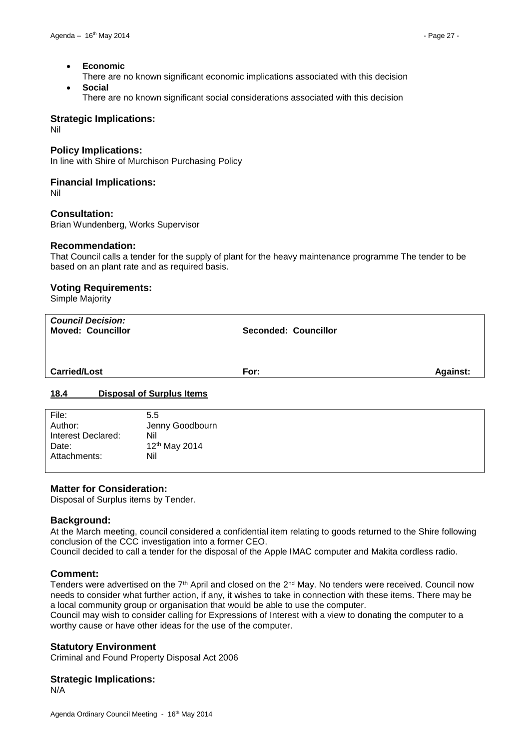- **Economic**
  There are no known significant economic implications associated with this decision
- **Social**
  There are no known significant social considerations associated with this decision

### Strategic Implications:

Nil

### Policy Implications:

In line with Shire of Murchison Purchasing Policy

### Financial Implications:

Nil

### Consultation:

Brian Wundenberg, Works Supervisor

### Recommendation:

That Council calls a tender for the supply of plant for the heavy maintenance programme The tender to be based on an plant rate and as required basis.

### Voting Requirements:

Simple Majority

| ***Council Decision:*** | | |
|---|---|---|
| **Moved: Councillor** | **Seconded: Councillor** | |
| **Carried/Lost** | **For:** | **Against:** |

## 18.4 Disposal of Surplus Items

| | |
|---|---|
| File: | 5.5 |
| Author: | Jenny Goodbourn |
| Interest Declared: | Nil |
| Date: | 12th May 2014 |
| Attachments: | Nil |

### Matter for Consideration:

Disposal of Surplus items by Tender.

### Background:

At the March meeting, council considered a confidential item relating to goods returned to the Shire following conclusion of the CCC investigation into a former CEO.

Council decided to call a tender for the disposal of the Apple IMAC computer and Makita cordless radio.

### Comment:

Tenders were advertised on the 7th April and closed on the 2nd May. No tenders were received. Council now needs to consider what further action, if any, it wishes to take in connection with these items. There may be a local community group or organisation that would be able to use the computer.

Council may wish to consider calling for Expressions of Interest with a view to donating the computer to a worthy cause or have other ideas for the use of the computer.

### Statutory Environment

Criminal and Found Property Disposal Act 2006

### Strategic Implications:

N/A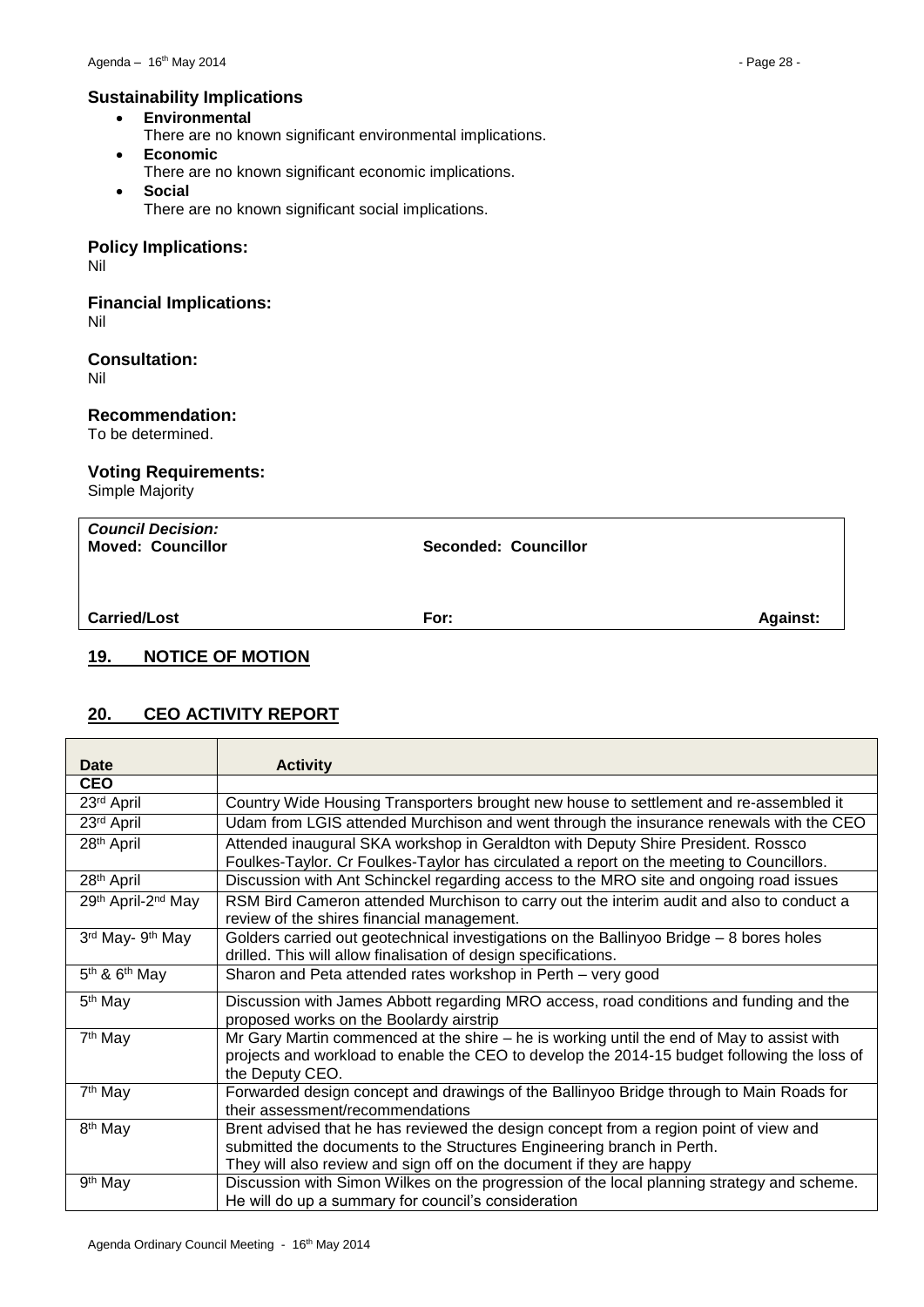## Sustainability Implications

- **Environmental**
  There are no known significant environmental implications.
- **Economic**
  There are no known significant economic implications.
- **Social**
  There are no known significant social implications.

## Policy Implications:

Nil

## Financial Implications:

Nil

## Consultation:

Nil

## Recommendation:

To be determined.

## Voting Requirements:

Simple Majority

| *Council Decision:* **Moved: Councillor** | **Seconded: Councillor** | |
|---|---|---|
| **Carried/Lost** | **For:** | **Against:** |

## 19. NOTICE OF MOTION

## 20. CEO ACTIVITY REPORT

| Date | Activity |
|---|---|
| **CEO** | |
| 23rd April | Country Wide Housing Transporters brought new house to settlement and re-assembled it |
| 23rd April | Udam from LGIS attended Murchison and went through the insurance renewals with the CEO |
| 28th April | Attended inaugural SKA workshop in Geraldton with Deputy Shire President. Rossco Foulkes-Taylor. Cr Foulkes-Taylor has circulated a report on the meeting to Councillors. |
| 28th April | Discussion with Ant Schinckel regarding access to the MRO site and ongoing road issues |
| 29th April-2nd May | RSM Bird Cameron attended Murchison to carry out the interim audit and also to conduct a review of the shires financial management. |
| 3rd May- 9th May | Golders carried out geotechnical investigations on the Ballinyoo Bridge – 8 bores holes drilled. This will allow finalisation of design specifications. |
| 5th & 6th May | Sharon and Peta attended rates workshop in Perth – very good |
| 5th May | Discussion with James Abbott regarding MRO access, road conditions and funding and the proposed works on the Boolardy airstrip |
| 7th May | Mr Gary Martin commenced at the shire – he is working until the end of May to assist with projects and workload to enable the CEO to develop the 2014-15 budget following the loss of the Deputy CEO. |
| 7th May | Forwarded design concept and drawings of the Ballinyoo Bridge through to Main Roads for their assessment/recommendations |
| 8th May | Brent advised that he has reviewed the design concept from a region point of view and submitted the documents to the Structures Engineering branch in Perth. They will also review and sign off on the document if they are happy |
| 9th May | Discussion with Simon Wilkes on the progression of the local planning strategy and scheme. He will do up a summary for council's consideration |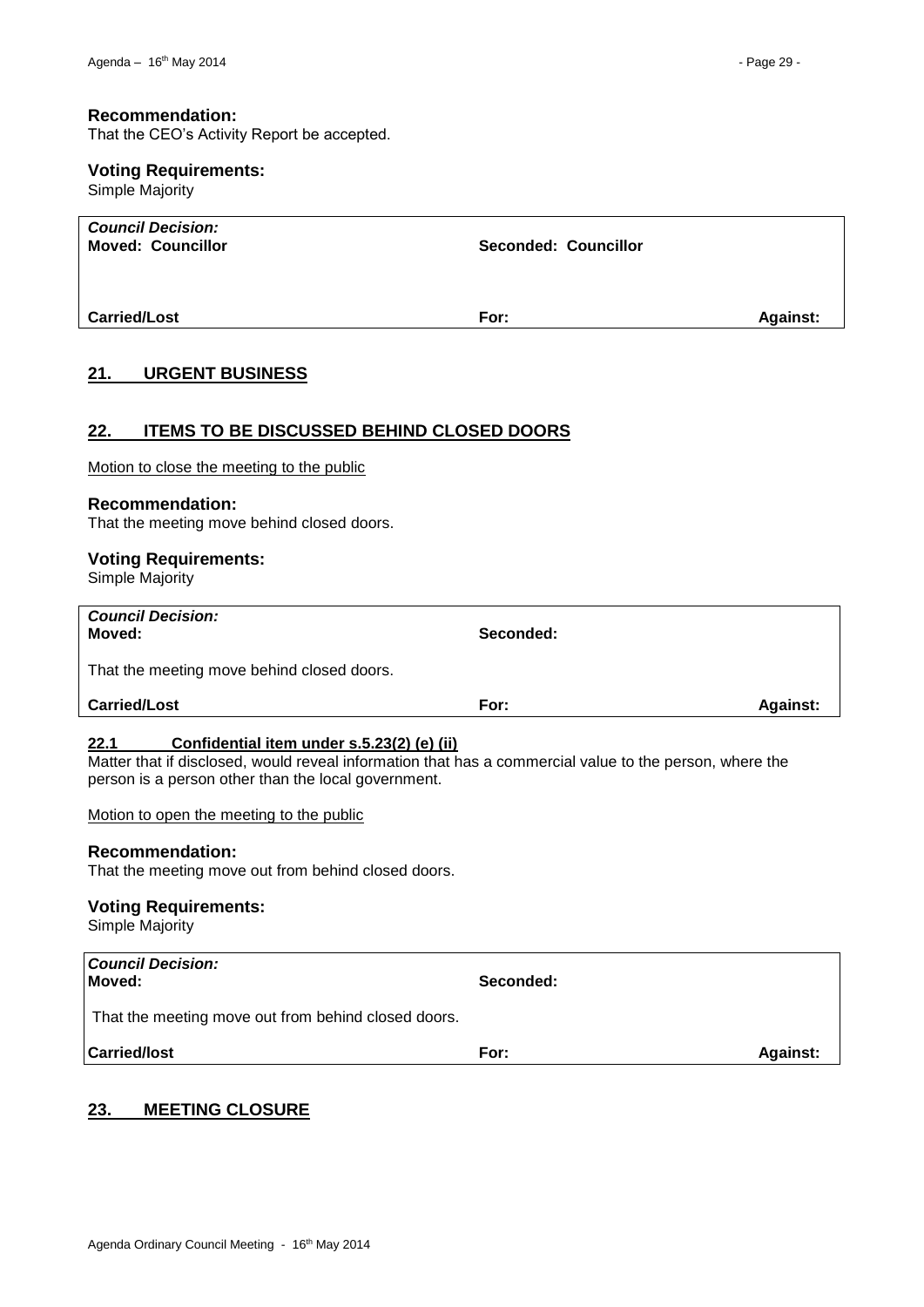**Recommendation:**
That the CEO's Activity Report be accepted.

**Voting Requirements:**
Simple Majority

| | | |
|---|---|---|
| ***Council Decision:*** **Moved: Councillor** | **Seconded: Councillor** | |
| **Carried/Lost** | **For:** | **Against:** |

## 21. URGENT BUSINESS

## 22. ITEMS TO BE DISCUSSED BEHIND CLOSED DOORS

Motion to close the meeting to the public

**Recommendation:**
That the meeting move behind closed doors.

**Voting Requirements:**
Simple Majority

| | | |
|---|---|---|
| ***Council Decision:*** **Moved:** | **Seconded:** | |
| That the meeting move behind closed doors. | | |
| **Carried/Lost** | **For:** | **Against:** |

### 22.1 Confidential item under s.5.23(2) (e) (ii)

Matter that if disclosed, would reveal information that has a commercial value to the person, where the person is a person other than the local government.

Motion to open the meeting to the public

**Recommendation:**
That the meeting move out from behind closed doors.

**Voting Requirements:**
Simple Majority

| | | |
|---|---|---|
| ***Council Decision:*** **Moved:** | **Seconded:** | |
| That the meeting move out from behind closed doors. | | |
| **Carried/lost** | **For:** | **Against:** |

## 23. MEETING CLOSURE